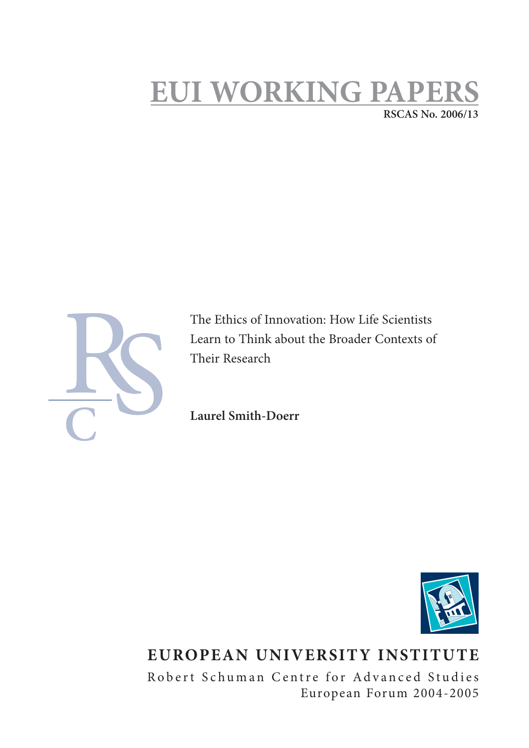# EUI WORKING PAPERS

**RSCAS No. 2006/13**

The Ethics of Innovation: How Life Scientists Learn to Think about the Broader Contexts of Their Research

**Laurel Smith-Doerr**

**EUROPEAN UNIVERSITY INSTITUTE**

Robert Schuman Centre for Advanced Studies

European Forum 2004-2005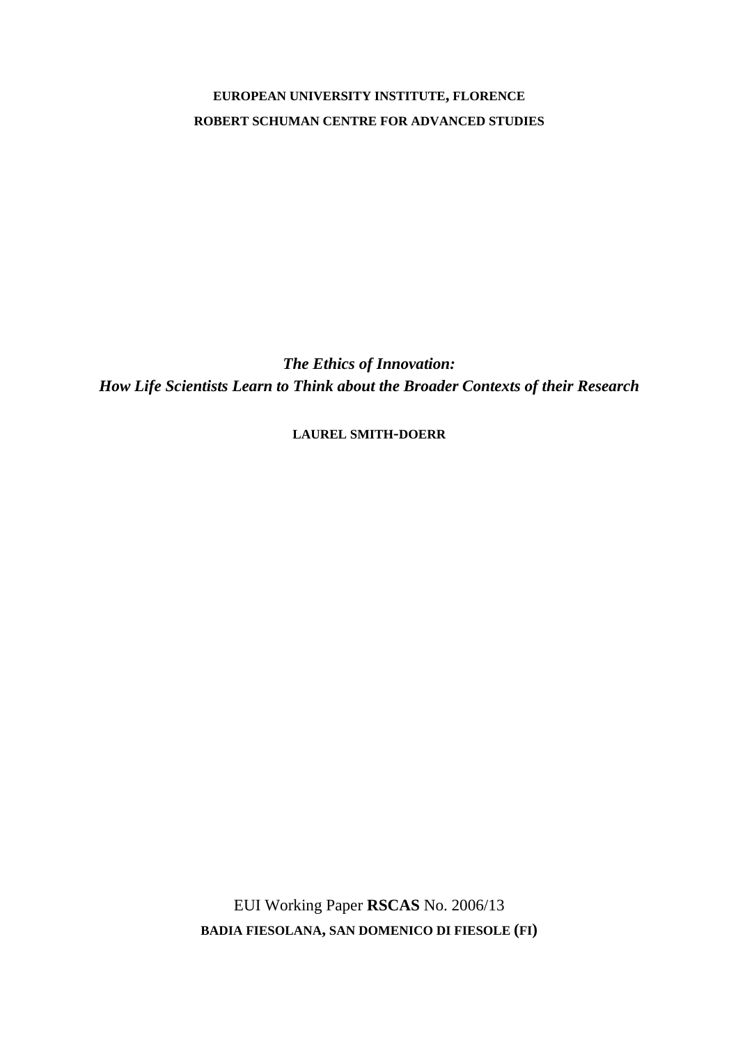**EUROPEAN UNIVERSITY INSTITUTE, FLORENCE**

**ROBERT SCHUMAN CENTRE FOR ADVANCED STUDIES**

# *The Ethics of Innovation:*
# *How Life Scientists Learn to Think about the Broader Contexts of their Research*

**LAUREL SMITH-DOERR**

EUI Working Paper **RSCAS** No. 2006/13

**BADIA FIESOLANA, SAN DOMENICO DI FIESOLE (FI)**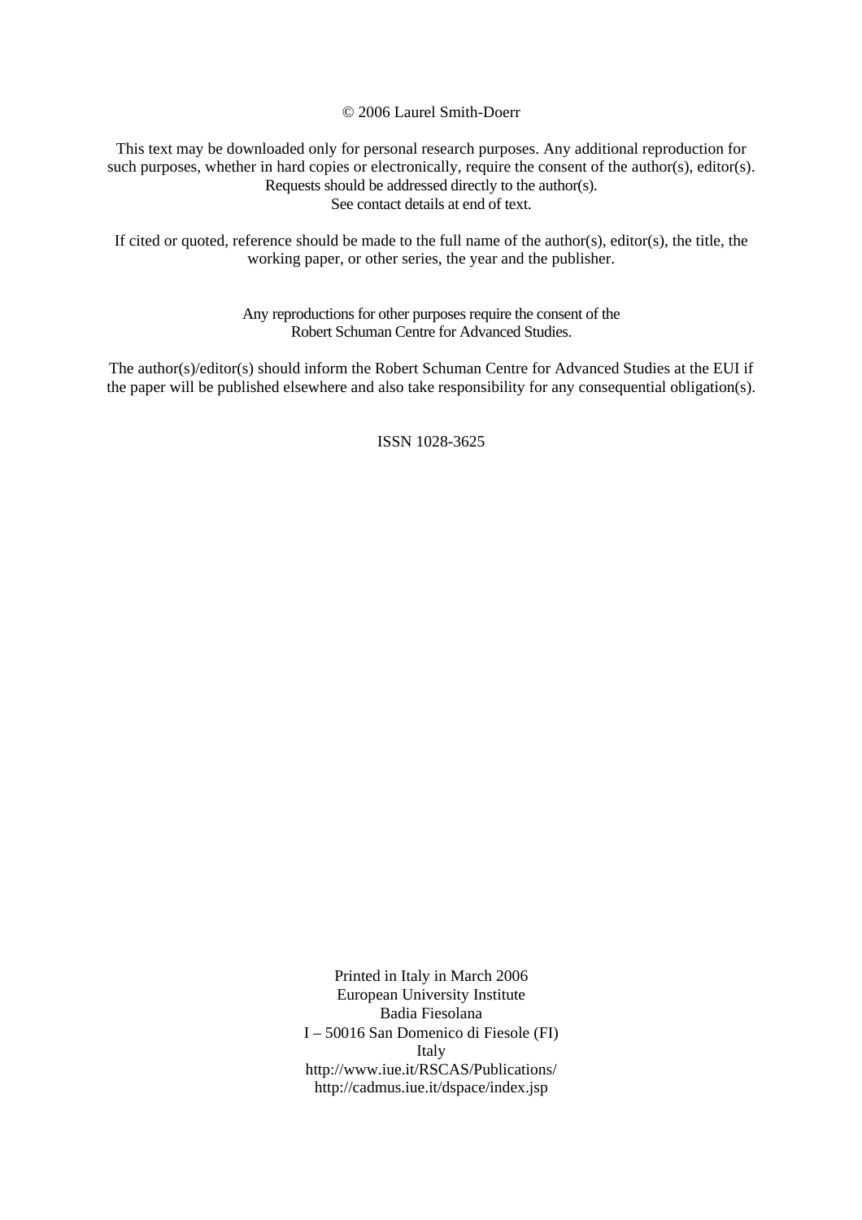© 2006 Laurel Smith-Doerr

This text may be downloaded only for personal research purposes. Any additional reproduction for such purposes, whether in hard copies or electronically, require the consent of the author(s), editor(s). Requests should be addressed directly to the author(s). See contact details at end of text.

If cited or quoted, reference should be made to the full name of the author(s), editor(s), the title, the working paper, or other series, the year and the publisher.

Any reproductions for other purposes require the consent of the Robert Schuman Centre for Advanced Studies.

The author(s)/editor(s) should inform the Robert Schuman Centre for Advanced Studies at the EUI if the paper will be published elsewhere and also take responsibility for any consequential obligation(s).

ISSN 1028-3625

Printed in Italy in March 2006
European University Institute
Badia Fiesolana
I – 50016 San Domenico di Fiesole (FI)
Italy
http://www.iue.it/RSCAS/Publications/
http://cadmus.iue.it/dspace/index.jsp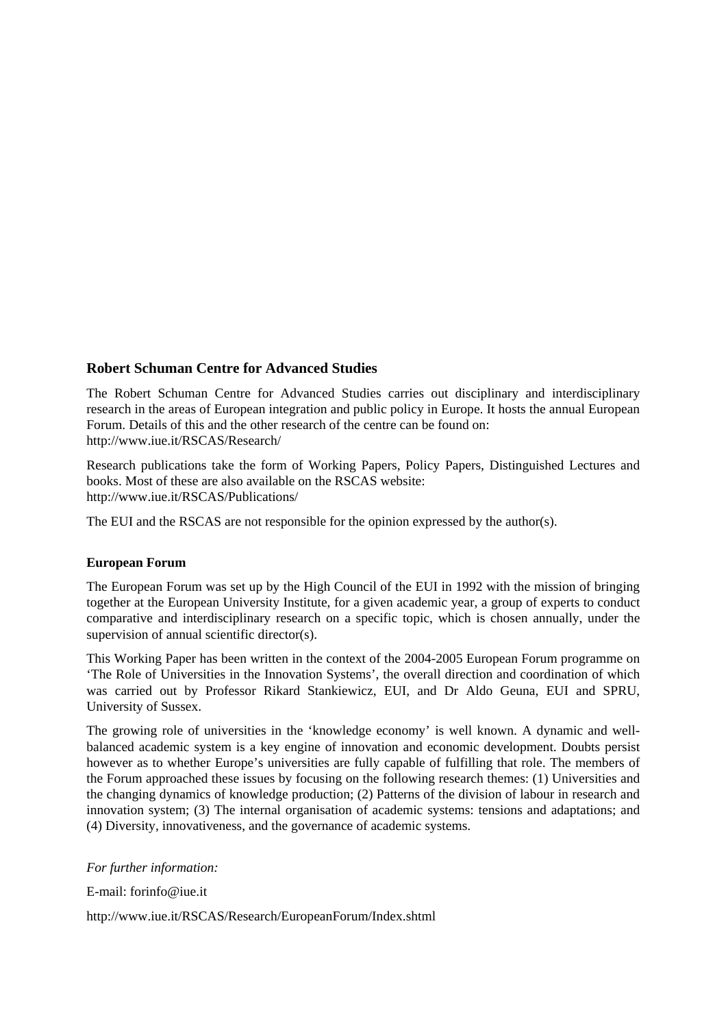## Robert Schuman Centre for Advanced Studies

The Robert Schuman Centre for Advanced Studies carries out disciplinary and interdisciplinary research in the areas of European integration and public policy in Europe. It hosts the annual European Forum. Details of this and the other research of the centre can be found on:
http://www.iue.it/RSCAS/Research/

Research publications take the form of Working Papers, Policy Papers, Distinguished Lectures and books. Most of these are also available on the RSCAS website:
http://www.iue.it/RSCAS/Publications/

The EUI and the RSCAS are not responsible for the opinion expressed by the author(s).

### European Forum

The European Forum was set up by the High Council of the EUI in 1992 with the mission of bringing together at the European University Institute, for a given academic year, a group of experts to conduct comparative and interdisciplinary research on a specific topic, which is chosen annually, under the supervision of annual scientific director(s).

This Working Paper has been written in the context of the 2004-2005 European Forum programme on 'The Role of Universities in the Innovation Systems', the overall direction and coordination of which was carried out by Professor Rikard Stankiewicz, EUI, and Dr Aldo Geuna, EUI and SPRU, University of Sussex.

The growing role of universities in the 'knowledge economy' is well known. A dynamic and well-balanced academic system is a key engine of innovation and economic development. Doubts persist however as to whether Europe's universities are fully capable of fulfilling that role. The members of the Forum approached these issues by focusing on the following research themes: (1) Universities and the changing dynamics of knowledge production; (2) Patterns of the division of labour in research and innovation system; (3) The internal organisation of academic systems: tensions and adaptations; and (4) Diversity, innovativeness, and the governance of academic systems.

*For further information:*

E-mail: forinfo@iue.it

http://www.iue.it/RSCAS/Research/EuropeanForum/Index.shtml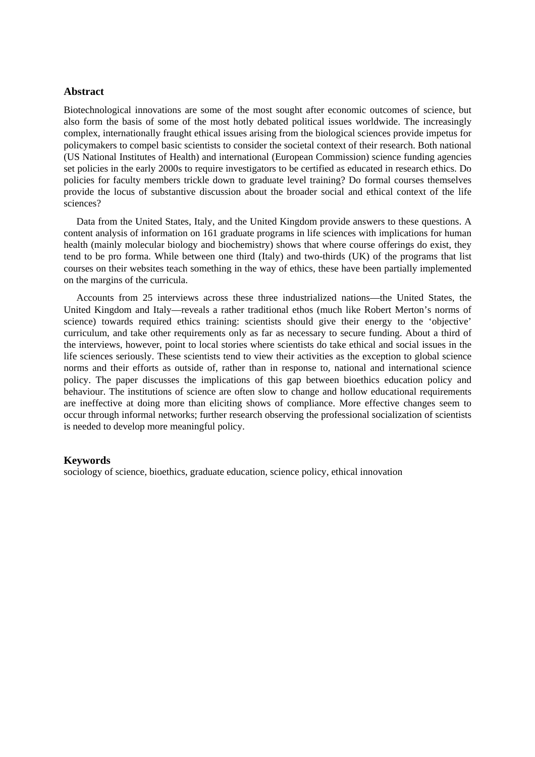## Abstract

Biotechnological innovations are some of the most sought after economic outcomes of science, but also form the basis of some of the most hotly debated political issues worldwide. The increasingly complex, internationally fraught ethical issues arising from the biological sciences provide impetus for policymakers to compel basic scientists to consider the societal context of their research. Both national (US National Institutes of Health) and international (European Commission) science funding agencies set policies in the early 2000s to require investigators to be certified as educated in research ethics. Do policies for faculty members trickle down to graduate level training? Do formal courses themselves provide the locus of substantive discussion about the broader social and ethical context of the life sciences?

Data from the United States, Italy, and the United Kingdom provide answers to these questions. A content analysis of information on 161 graduate programs in life sciences with implications for human health (mainly molecular biology and biochemistry) shows that where course offerings do exist, they tend to be pro forma. While between one third (Italy) and two-thirds (UK) of the programs that list courses on their websites teach something in the way of ethics, these have been partially implemented on the margins of the curricula.

Accounts from 25 interviews across these three industrialized nations—the United States, the United Kingdom and Italy—reveals a rather traditional ethos (much like Robert Merton's norms of science) towards required ethics training: scientists should give their energy to the 'objective' curriculum, and take other requirements only as far as necessary to secure funding. About a third of the interviews, however, point to local stories where scientists do take ethical and social issues in the life sciences seriously. These scientists tend to view their activities as the exception to global science norms and their efforts as outside of, rather than in response to, national and international science policy. The paper discusses the implications of this gap between bioethics education policy and behaviour. The institutions of science are often slow to change and hollow educational requirements are ineffective at doing more than eliciting shows of compliance. More effective changes seem to occur through informal networks; further research observing the professional socialization of scientists is needed to develop more meaningful policy.

## Keywords

sociology of science, bioethics, graduate education, science policy, ethical innovation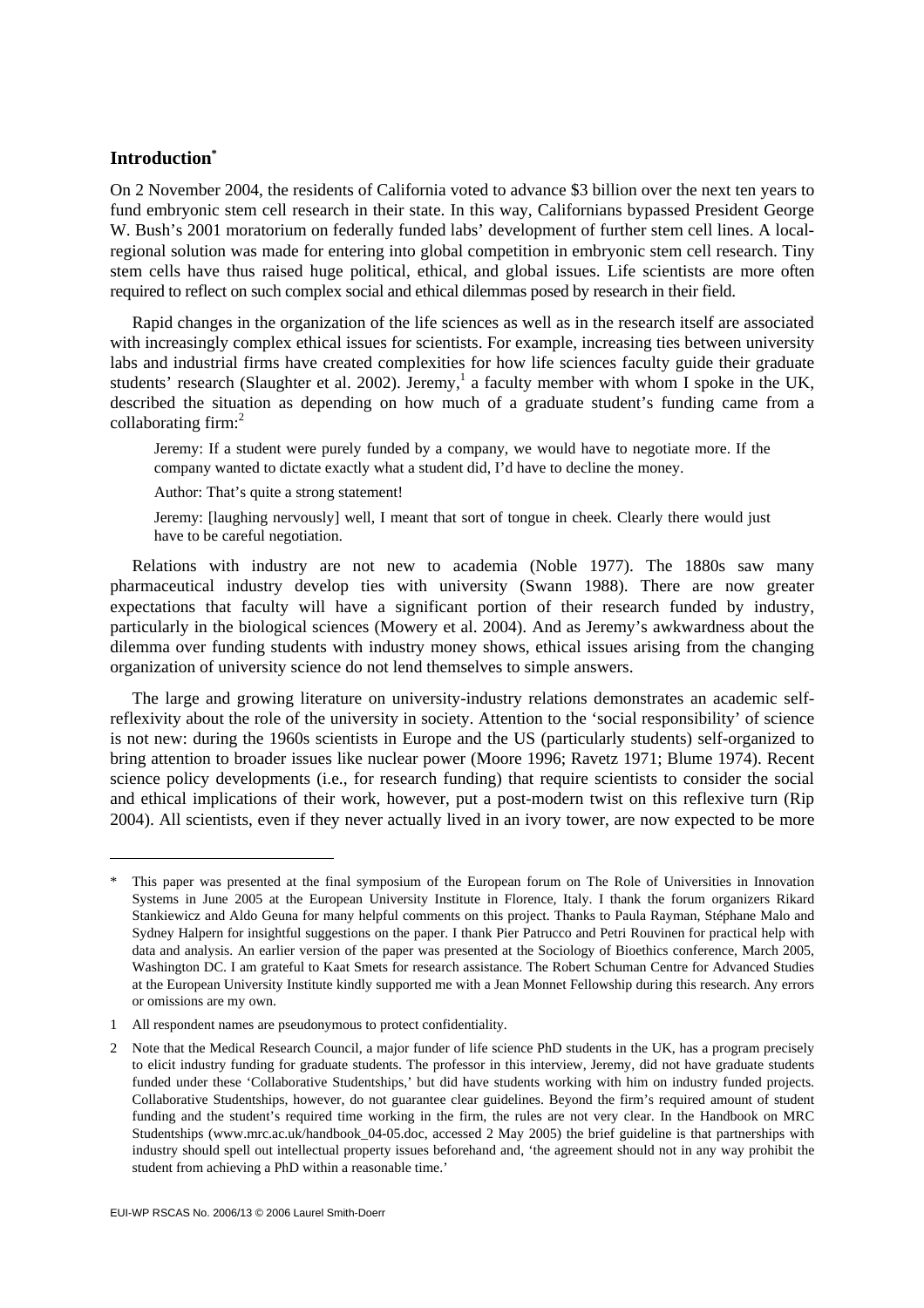## Introduction[*]

On 2 November 2004, the residents of California voted to advance $3 billion over the next ten years to fund embryonic stem cell research in their state. In this way, Californians bypassed President George W. Bush's 2001 moratorium on federally funded labs' development of further stem cell lines. A local-regional solution was made for entering into global competition in embryonic stem cell research. Tiny stem cells have thus raised huge political, ethical, and global issues. Life scientists are more often required to reflect on such complex social and ethical dilemmas posed by research in their field.

Rapid changes in the organization of the life sciences as well as in the research itself are associated with increasingly complex ethical issues for scientists. For example, increasing ties between university labs and industrial firms have created complexities for how life sciences faculty guide their graduate students' research (Slaughter et al. 2002). Jeremy,[1] a faculty member with whom I spoke in the UK, described the situation as depending on how much of a graduate student's funding came from a collaborating firm:[2]

> Jeremy: If a student were purely funded by a company, we would have to negotiate more. If the company wanted to dictate exactly what a student did, I'd have to decline the money.
>
> Author: That's quite a strong statement!
>
> Jeremy: [laughing nervously] well, I meant that sort of tongue in cheek. Clearly there would just have to be careful negotiation.

Relations with industry are not new to academia (Noble 1977). The 1880s saw many pharmaceutical industry develop ties with university (Swann 1988). There are now greater expectations that faculty will have a significant portion of their research funded by industry, particularly in the biological sciences (Mowery et al. 2004). And as Jeremy's awkwardness about the dilemma over funding students with industry money shows, ethical issues arising from the changing organization of university science do not lend themselves to simple answers.

The large and growing literature on university-industry relations demonstrates an academic self-reflexivity about the role of the university in society. Attention to the 'social responsibility' of science is not new: during the 1960s scientists in Europe and the US (particularly students) self-organized to bring attention to broader issues like nuclear power (Moore 1996; Ravetz 1971; Blume 1974). Recent science policy developments (i.e., for research funding) that require scientists to consider the social and ethical implications of their work, however, put a post-modern twist on this reflexive turn (Rip 2004). All scientists, even if they never actually lived in an ivory tower, are now expected to be more

---

\* This paper was presented at the final symposium of the European forum on The Role of Universities in Innovation Systems in June 2005 at the European University Institute in Florence, Italy. I thank the forum organizers Rikard Stankiewicz and Aldo Geuna for many helpful comments on this project. Thanks to Paula Rayman, Stéphane Malo and Sydney Halpern for insightful suggestions on the paper. I thank Pier Patrucco and Petri Rouvinen for practical help with data and analysis. An earlier version of the paper was presented at the Sociology of Bioethics conference, March 2005, Washington DC. I am grateful to Kaat Smets for research assistance. The Robert Schuman Centre for Advanced Studies at the European University Institute kindly supported me with a Jean Monnet Fellowship during this research. Any errors or omissions are my own.

1 All respondent names are pseudonymous to protect confidentiality.

2 Note that the Medical Research Council, a major funder of life science PhD students in the UK, has a program precisely to elicit industry funding for graduate students. The professor in this interview, Jeremy, did not have graduate students funded under these 'Collaborative Studentships,' but did have students working with him on industry funded projects. Collaborative Studentships, however, do not guarantee clear guidelines. Beyond the firm's required amount of student funding and the student's required time working in the firm, the rules are not very clear. In the Handbook on MRC Studentships (www.mrc.ac.uk/handbook_04-05.doc, accessed 2 May 2005) the brief guideline is that partnerships with industry should spell out intellectual property issues beforehand and, 'the agreement should not in any way prohibit the student from achieving a PhD within a reasonable time.'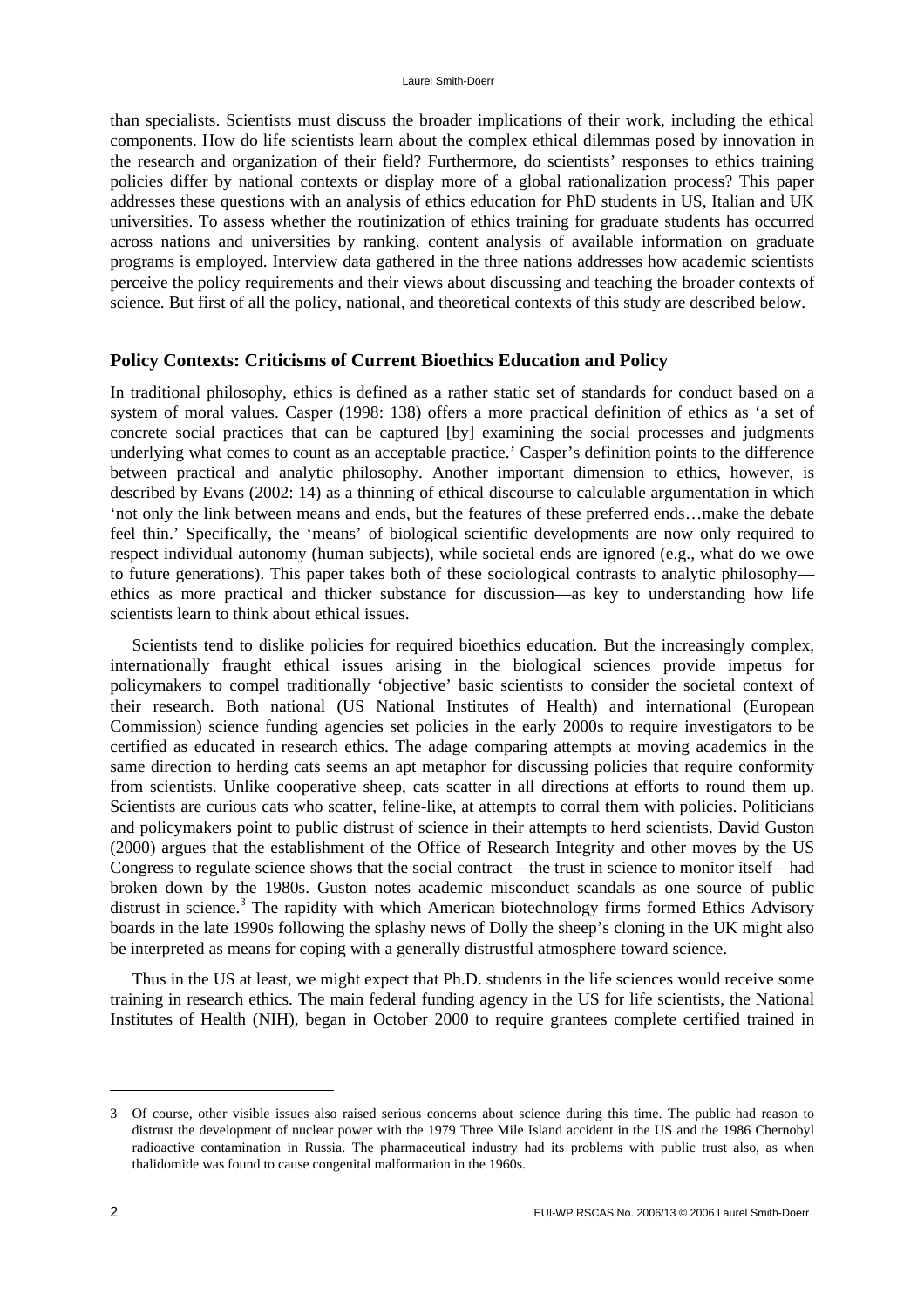than specialists. Scientists must discuss the broader implications of their work, including the ethical components. How do life scientists learn about the complex ethical dilemmas posed by innovation in the research and organization of their field? Furthermore, do scientists' responses to ethics training policies differ by national contexts or display more of a global rationalization process? This paper addresses these questions with an analysis of ethics education for PhD students in US, Italian and UK universities. To assess whether the routinization of ethics training for graduate students has occurred across nations and universities by ranking, content analysis of available information on graduate programs is employed. Interview data gathered in the three nations addresses how academic scientists perceive the policy requirements and their views about discussing and teaching the broader contexts of science. But first of all the policy, national, and theoretical contexts of this study are described below.

## Policy Contexts: Criticisms of Current Bioethics Education and Policy

In traditional philosophy, ethics is defined as a rather static set of standards for conduct based on a system of moral values. Casper (1998: 138) offers a more practical definition of ethics as 'a set of concrete social practices that can be captured [by] examining the social processes and judgments underlying what comes to count as an acceptable practice.' Casper's definition points to the difference between practical and analytic philosophy. Another important dimension to ethics, however, is described by Evans (2002: 14) as a thinning of ethical discourse to calculable argumentation in which 'not only the link between means and ends, but the features of these preferred ends…make the debate feel thin.' Specifically, the 'means' of biological scientific developments are now only required to respect individual autonomy (human subjects), while societal ends are ignored (e.g., what do we owe to future generations). This paper takes both of these sociological contrasts to analytic philosophy—ethics as more practical and thicker substance for discussion—as key to understanding how life scientists learn to think about ethical issues.

Scientists tend to dislike policies for required bioethics education. But the increasingly complex, internationally fraught ethical issues arising in the biological sciences provide impetus for policymakers to compel traditionally 'objective' basic scientists to consider the societal context of their research. Both national (US National Institutes of Health) and international (European Commission) science funding agencies set policies in the early 2000s to require investigators to be certified as educated in research ethics. The adage comparing attempts at moving academics in the same direction to herding cats seems an apt metaphor for discussing policies that require conformity from scientists. Unlike cooperative sheep, cats scatter in all directions at efforts to round them up. Scientists are curious cats who scatter, feline-like, at attempts to corral them with policies. Politicians and policymakers point to public distrust of science in their attempts to herd scientists. David Guston (2000) argues that the establishment of the Office of Research Integrity and other moves by the US Congress to regulate science shows that the social contract—the trust in science to monitor itself—had broken down by the 1980s. Guston notes academic misconduct scandals as one source of public distrust in science.[3] The rapidity with which American biotechnology firms formed Ethics Advisory boards in the late 1990s following the splashy news of Dolly the sheep's cloning in the UK might also be interpreted as means for coping with a generally distrustful atmosphere toward science.

Thus in the US at least, we might expect that Ph.D. students in the life sciences would receive some training in research ethics. The main federal funding agency in the US for life scientists, the National Institutes of Health (NIH), began in October 2000 to require grantees complete certified trained in

---

3 Of course, other visible issues also raised serious concerns about science during this time. The public had reason to distrust the development of nuclear power with the 1979 Three Mile Island accident in the US and the 1986 Chernobyl radioactive contamination in Russia. The pharmaceutical industry had its problems with public trust also, as when thalidomide was found to cause congenital malformation in the 1960s.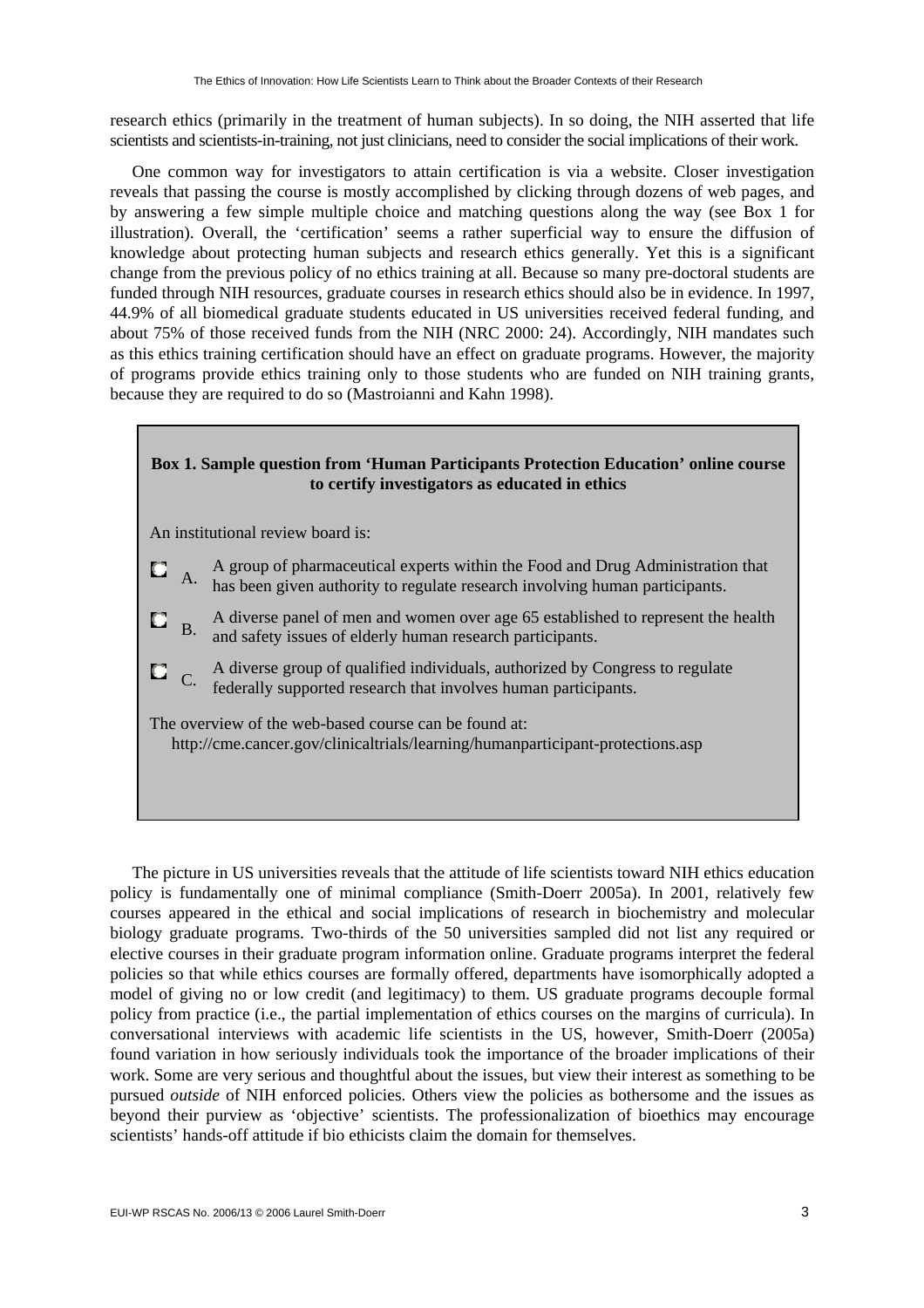research ethics (primarily in the treatment of human subjects). In so doing, the NIH asserted that life scientists and scientists-in-training, not just clinicians, need to consider the social implications of their work.

One common way for investigators to attain certification is via a website. Closer investigation reveals that passing the course is mostly accomplished by clicking through dozens of web pages, and by answering a few simple multiple choice and matching questions along the way (see Box 1 for illustration). Overall, the 'certification' seems a rather superficial way to ensure the diffusion of knowledge about protecting human subjects and research ethics generally. Yet this is a significant change from the previous policy of no ethics training at all. Because so many pre-doctoral students are funded through NIH resources, graduate courses in research ethics should also be in evidence. In 1997, 44.9% of all biomedical graduate students educated in US universities received federal funding, and about 75% of those received funds from the NIH (NRC 2000: 24). Accordingly, NIH mandates such as this ethics training certification should have an effect on graduate programs. However, the majority of programs provide ethics training only to those students who are funded on NIH training grants, because they are required to do so (Mastroianni and Kahn 1998).

**Box 1. Sample question from 'Human Participants Protection Education' online course to certify investigators as educated in ethics**

An institutional review board is:

- A. A group of pharmaceutical experts within the Food and Drug Administration that has been given authority to regulate research involving human participants.
- B. A diverse panel of men and women over age 65 established to represent the health and safety issues of elderly human research participants.
- C. A diverse group of qualified individuals, authorized by Congress to regulate federally supported research that involves human participants.

The overview of the web-based course can be found at:
http://cme.cancer.gov/clinicaltrials/learning/humanparticipant-protections.asp

The picture in US universities reveals that the attitude of life scientists toward NIH ethics education policy is fundamentally one of minimal compliance (Smith-Doerr 2005a). In 2001, relatively few courses appeared in the ethical and social implications of research in biochemistry and molecular biology graduate programs. Two-thirds of the 50 universities sampled did not list any required or elective courses in their graduate program information online. Graduate programs interpret the federal policies so that while ethics courses are formally offered, departments have isomorphically adopted a model of giving no or low credit (and legitimacy) to them. US graduate programs decouple formal policy from practice (i.e., the partial implementation of ethics courses on the margins of curricula). In conversational interviews with academic life scientists in the US, however, Smith-Doerr (2005a) found variation in how seriously individuals took the importance of the broader implications of their work. Some are very serious and thoughtful about the issues, but view their interest as something to be pursued *outside* of NIH enforced policies. Others view the policies as bothersome and the issues as beyond their purview as 'objective' scientists. The professionalization of bioethics may encourage scientists' hands-off attitude if bio ethicists claim the domain for themselves.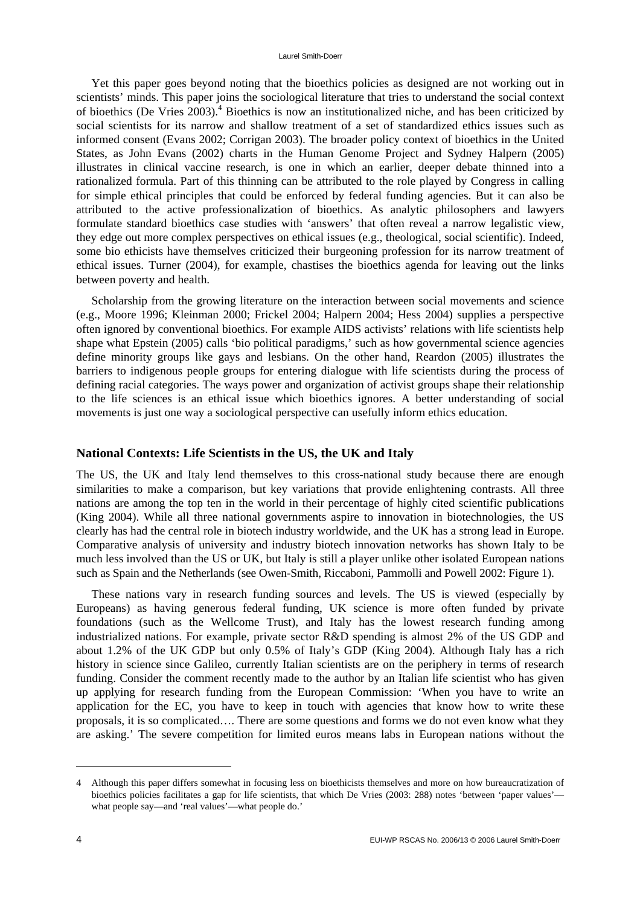Yet this paper goes beyond noting that the bioethics policies as designed are not working out in scientists' minds. This paper joins the sociological literature that tries to understand the social context of bioethics (De Vries 2003).[4] Bioethics is now an institutionalized niche, and has been criticized by social scientists for its narrow and shallow treatment of a set of standardized ethics issues such as informed consent (Evans 2002; Corrigan 2003). The broader policy context of bioethics in the United States, as John Evans (2002) charts in the Human Genome Project and Sydney Halpern (2005) illustrates in clinical vaccine research, is one in which an earlier, deeper debate thinned into a rationalized formula. Part of this thinning can be attributed to the role played by Congress in calling for simple ethical principles that could be enforced by federal funding agencies. But it can also be attributed to the active professionalization of bioethics. As analytic philosophers and lawyers formulate standard bioethics case studies with 'answers' that often reveal a narrow legalistic view, they edge out more complex perspectives on ethical issues (e.g., theological, social scientific). Indeed, some bio ethicists have themselves criticized their burgeoning profession for its narrow treatment of ethical issues. Turner (2004), for example, chastises the bioethics agenda for leaving out the links between poverty and health.

Scholarship from the growing literature on the interaction between social movements and science (e.g., Moore 1996; Kleinman 2000; Frickel 2004; Halpern 2004; Hess 2004) supplies a perspective often ignored by conventional bioethics. For example AIDS activists' relations with life scientists help shape what Epstein (2005) calls 'bio political paradigms,' such as how governmental science agencies define minority groups like gays and lesbians. On the other hand, Reardon (2005) illustrates the barriers to indigenous people groups for entering dialogue with life scientists during the process of defining racial categories. The ways power and organization of activist groups shape their relationship to the life sciences is an ethical issue which bioethics ignores. A better understanding of social movements is just one way a sociological perspective can usefully inform ethics education.

## National Contexts: Life Scientists in the US, the UK and Italy

The US, the UK and Italy lend themselves to this cross-national study because there are enough similarities to make a comparison, but key variations that provide enlightening contrasts. All three nations are among the top ten in the world in their percentage of highly cited scientific publications (King 2004). While all three national governments aspire to innovation in biotechnologies, the US clearly has had the central role in biotech industry worldwide, and the UK has a strong lead in Europe. Comparative analysis of university and industry biotech innovation networks has shown Italy to be much less involved than the US or UK, but Italy is still a player unlike other isolated European nations such as Spain and the Netherlands (see Owen-Smith, Riccaboni, Pammolli and Powell 2002: Figure 1).

These nations vary in research funding sources and levels. The US is viewed (especially by Europeans) as having generous federal funding, UK science is more often funded by private foundations (such as the Wellcome Trust), and Italy has the lowest research funding among industrialized nations. For example, private sector R&D spending is almost 2% of the US GDP and about 1.2% of the UK GDP but only 0.5% of Italy's GDP (King 2004). Although Italy has a rich history in science since Galileo, currently Italian scientists are on the periphery in terms of research funding. Consider the comment recently made to the author by an Italian life scientist who has given up applying for research funding from the European Commission: 'When you have to write an application for the EC, you have to keep in touch with agencies that know how to write these proposals, it is so complicated…. There are some questions and forms we do not even know what they are asking.' The severe competition for limited euros means labs in European nations without the

---

4 Although this paper differs somewhat in focusing less on bioethicists themselves and more on how bureaucratization of bioethics policies facilitates a gap for life scientists, that which De Vries (2003: 288) notes 'between 'paper values'—what people say—and 'real values'—what people do.'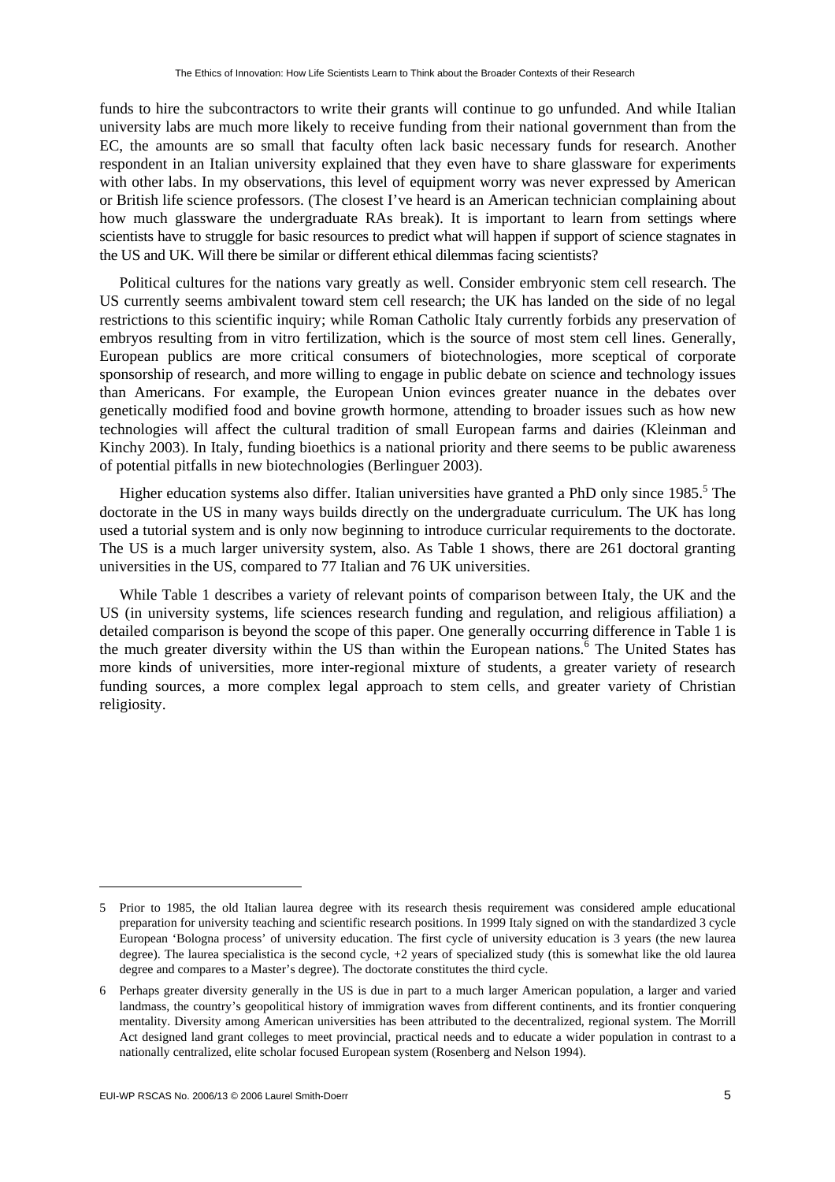funds to hire the subcontractors to write their grants will continue to go unfunded. And while Italian university labs are much more likely to receive funding from their national government than from the EC, the amounts are so small that faculty often lack basic necessary funds for research. Another respondent in an Italian university explained that they even have to share glassware for experiments with other labs. In my observations, this level of equipment worry was never expressed by American or British life science professors. (The closest I've heard is an American technician complaining about how much glassware the undergraduate RAs break). It is important to learn from settings where scientists have to struggle for basic resources to predict what will happen if support of science stagnates in the US and UK. Will there be similar or different ethical dilemmas facing scientists?

Political cultures for the nations vary greatly as well. Consider embryonic stem cell research. The US currently seems ambivalent toward stem cell research; the UK has landed on the side of no legal restrictions to this scientific inquiry; while Roman Catholic Italy currently forbids any preservation of embryos resulting from in vitro fertilization, which is the source of most stem cell lines. Generally, European publics are more critical consumers of biotechnologies, more sceptical of corporate sponsorship of research, and more willing to engage in public debate on science and technology issues than Americans. For example, the European Union evinces greater nuance in the debates over genetically modified food and bovine growth hormone, attending to broader issues such as how new technologies will affect the cultural tradition of small European farms and dairies (Kleinman and Kinchy 2003). In Italy, funding bioethics is a national priority and there seems to be public awareness of potential pitfalls in new biotechnologies (Berlinguer 2003).

Higher education systems also differ. Italian universities have granted a PhD only since 1985.[5] The doctorate in the US in many ways builds directly on the undergraduate curriculum. The UK has long used a tutorial system and is only now beginning to introduce curricular requirements to the doctorate. The US is a much larger university system, also. As Table 1 shows, there are 261 doctoral granting universities in the US, compared to 77 Italian and 76 UK universities.

While Table 1 describes a variety of relevant points of comparison between Italy, the UK and the US (in university systems, life sciences research funding and regulation, and religious affiliation) a detailed comparison is beyond the scope of this paper. One generally occurring difference in Table 1 is the much greater diversity within the US than within the European nations.[6] The United States has more kinds of universities, more inter-regional mixture of students, a greater variety of research funding sources, a more complex legal approach to stem cells, and greater variety of Christian religiosity.

---

5 Prior to 1985, the old Italian laurea degree with its research thesis requirement was considered ample educational preparation for university teaching and scientific research positions. In 1999 Italy signed on with the standardized 3 cycle European 'Bologna process' of university education. The first cycle of university education is 3 years (the new laurea degree). The laurea specialistica is the second cycle, +2 years of specialized study (this is somewhat like the old laurea degree and compares to a Master's degree). The doctorate constitutes the third cycle.

6 Perhaps greater diversity generally in the US is due in part to a much larger American population, a larger and varied landmass, the country's geopolitical history of immigration waves from different continents, and its frontier conquering mentality. Diversity among American universities has been attributed to the decentralized, regional system. The Morrill Act designed land grant colleges to meet provincial, practical needs and to educate a wider population in contrast to a nationally centralized, elite scholar focused European system (Rosenberg and Nelson 1994).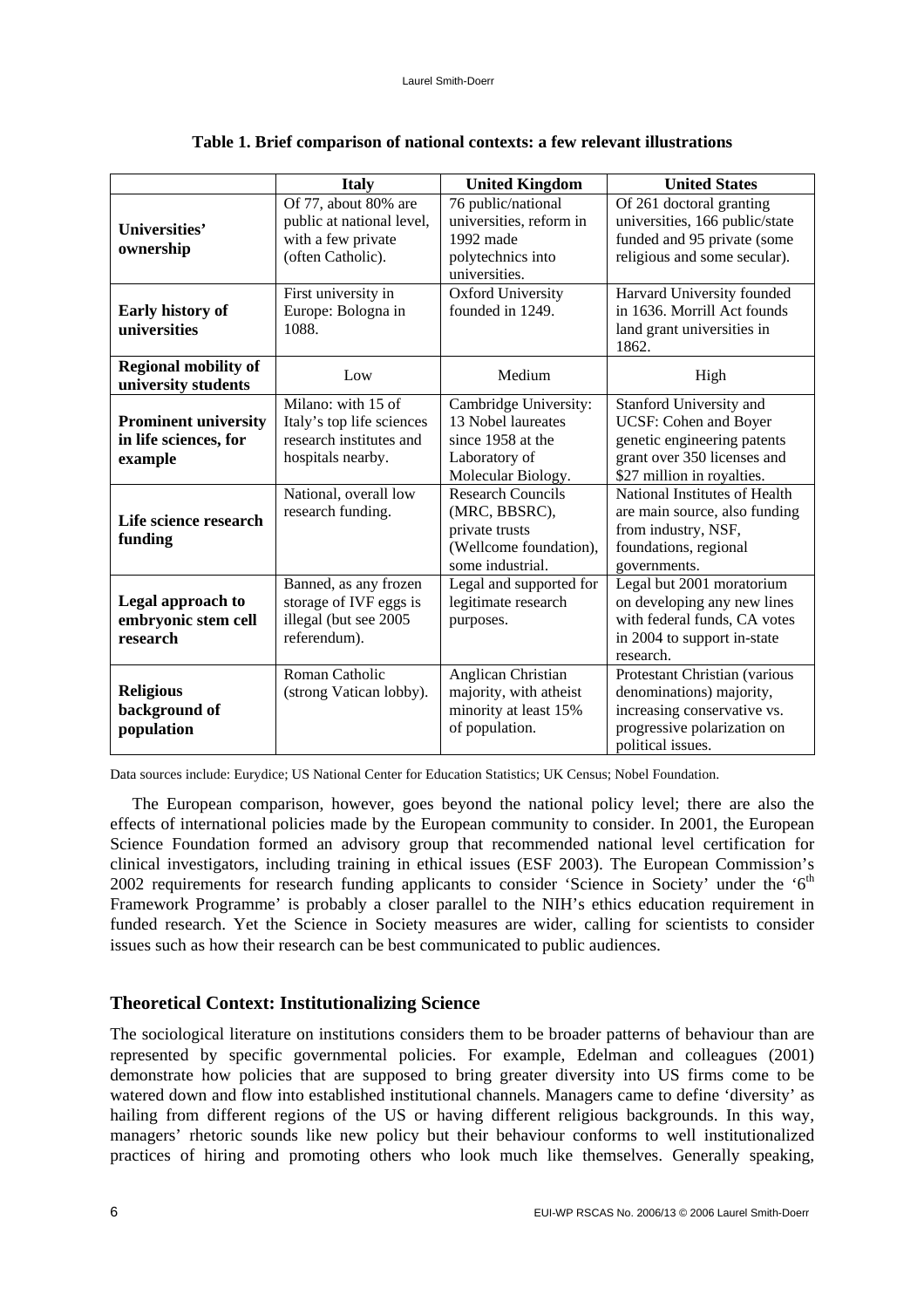**Table 1. Brief comparison of national contexts: a few relevant illustrations**

| | Italy | United Kingdom | United States |
|---|---|---|---|
| **Universities' ownership** | Of 77, about 80% are public at national level, with a few private (often Catholic). | 76 public/national universities, reform in 1992 made polytechnics into universities. | Of 261 doctoral granting universities, 166 public/state funded and 95 private (some religious and some secular). |
| **Early history of universities** | First university in Europe: Bologna in 1088. | Oxford University founded in 1249. | Harvard University founded in 1636. Morrill Act founds land grant universities in 1862. |
| **Regional mobility of university students** | Low | Medium | High |
| **Prominent university in life sciences, for example** | Milano: with 15 of Italy's top life sciences research institutes and hospitals nearby. | Cambridge University: 13 Nobel laureates since 1958 at the Laboratory of Molecular Biology. | Stanford University and UCSF: Cohen and Boyer genetic engineering patents grant over 350 licenses and $27 million in royalties. |
| **Life science research funding** | National, overall low research funding. | Research Councils (MRC, BBSRC), private trusts (Wellcome foundation), some industrial. | National Institutes of Health are main source, also funding from industry, NSF, foundations, regional governments. |
| **Legal approach to embryonic stem cell research** | Banned, as any frozen storage of IVF eggs is illegal (but see 2005 referendum). | Legal and supported for legitimate research purposes. | Legal but 2001 moratorium on developing any new lines with federal funds, CA votes in 2004 to support in-state research. |
| **Religious background of population** | Roman Catholic (strong Vatican lobby). | Anglican Christian majority, with atheist minority at least 15% of population. | Protestant Christian (various denominations) majority, increasing conservative vs. progressive polarization on political issues. |

Data sources include: Eurydice; US National Center for Education Statistics; UK Census; Nobel Foundation.

The European comparison, however, goes beyond the national policy level; there are also the effects of international policies made by the European community to consider. In 2001, the European Science Foundation formed an advisory group that recommended national level certification for clinical investigators, including training in ethical issues (ESF 2003). The European Commission's 2002 requirements for research funding applicants to consider 'Science in Society' under the '6th Framework Programme' is probably a closer parallel to the NIH's ethics education requirement in funded research. Yet the Science in Society measures are wider, calling for scientists to consider issues such as how their research can be best communicated to public audiences.

## Theoretical Context: Institutionalizing Science

The sociological literature on institutions considers them to be broader patterns of behaviour than are represented by specific governmental policies. For example, Edelman and colleagues (2001) demonstrate how policies that are supposed to bring greater diversity into US firms come to be watered down and flow into established institutional channels. Managers came to define 'diversity' as hailing from different regions of the US or having different religious backgrounds. In this way, managers' rhetoric sounds like new policy but their behaviour conforms to well institutionalized practices of hiring and promoting others who look much like themselves. Generally speaking,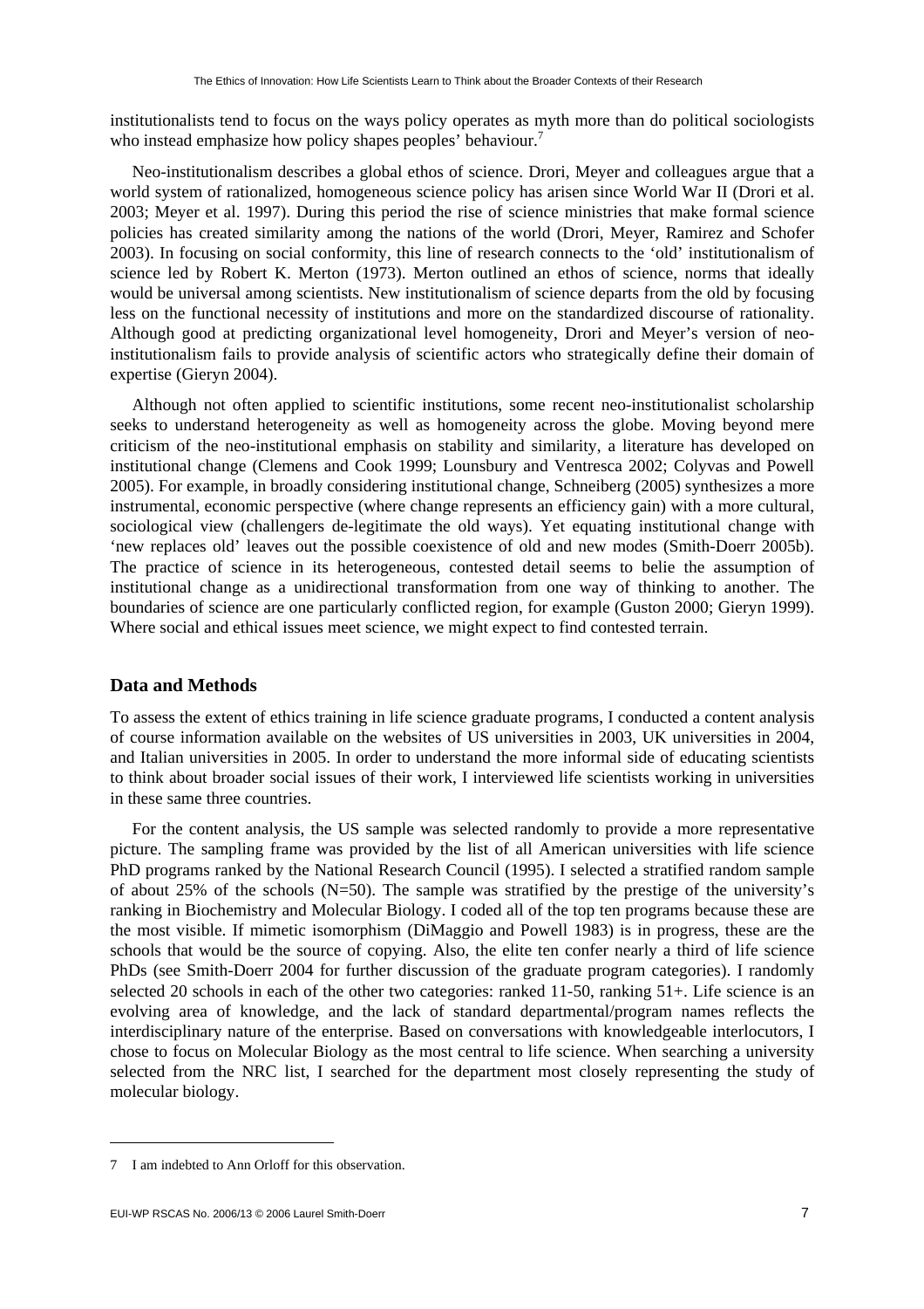institutionalists tend to focus on the ways policy operates as myth more than do political sociologists who instead emphasize how policy shapes peoples' behaviour.[7]

Neo-institutionalism describes a global ethos of science. Drori, Meyer and colleagues argue that a world system of rationalized, homogeneous science policy has arisen since World War II (Drori et al. 2003; Meyer et al. 1997). During this period the rise of science ministries that make formal science policies has created similarity among the nations of the world (Drori, Meyer, Ramirez and Schofer 2003). In focusing on social conformity, this line of research connects to the 'old' institutionalism of science led by Robert K. Merton (1973). Merton outlined an ethos of science, norms that ideally would be universal among scientists. New institutionalism of science departs from the old by focusing less on the functional necessity of institutions and more on the standardized discourse of rationality. Although good at predicting organizational level homogeneity, Drori and Meyer's version of neo-institutionalism fails to provide analysis of scientific actors who strategically define their domain of expertise (Gieryn 2004).

Although not often applied to scientific institutions, some recent neo-institutionalist scholarship seeks to understand heterogeneity as well as homogeneity across the globe. Moving beyond mere criticism of the neo-institutional emphasis on stability and similarity, a literature has developed on institutional change (Clemens and Cook 1999; Lounsbury and Ventresca 2002; Colyvas and Powell 2005). For example, in broadly considering institutional change, Schneiberg (2005) synthesizes a more instrumental, economic perspective (where change represents an efficiency gain) with a more cultural, sociological view (challengers de-legitimate the old ways). Yet equating institutional change with 'new replaces old' leaves out the possible coexistence of old and new modes (Smith-Doerr 2005b). The practice of science in its heterogeneous, contested detail seems to belie the assumption of institutional change as a unidirectional transformation from one way of thinking to another. The boundaries of science are one particularly conflicted region, for example (Guston 2000; Gieryn 1999). Where social and ethical issues meet science, we might expect to find contested terrain.

## Data and Methods

To assess the extent of ethics training in life science graduate programs, I conducted a content analysis of course information available on the websites of US universities in 2003, UK universities in 2004, and Italian universities in 2005. In order to understand the more informal side of educating scientists to think about broader social issues of their work, I interviewed life scientists working in universities in these same three countries.

For the content analysis, the US sample was selected randomly to provide a more representative picture. The sampling frame was provided by the list of all American universities with life science PhD programs ranked by the National Research Council (1995). I selected a stratified random sample of about 25% of the schools (N=50). The sample was stratified by the prestige of the university's ranking in Biochemistry and Molecular Biology. I coded all of the top ten programs because these are the most visible. If mimetic isomorphism (DiMaggio and Powell 1983) is in progress, these are the schools that would be the source of copying. Also, the elite ten confer nearly a third of life science PhDs (see Smith-Doerr 2004 for further discussion of the graduate program categories). I randomly selected 20 schools in each of the other two categories: ranked 11-50, ranking 51+. Life science is an evolving area of knowledge, and the lack of standard departmental/program names reflects the interdisciplinary nature of the enterprise. Based on conversations with knowledgeable interlocutors, I chose to focus on Molecular Biology as the most central to life science. When searching a university selected from the NRC list, I searched for the department most closely representing the study of molecular biology.

---

7 I am indebted to Ann Orloff for this observation.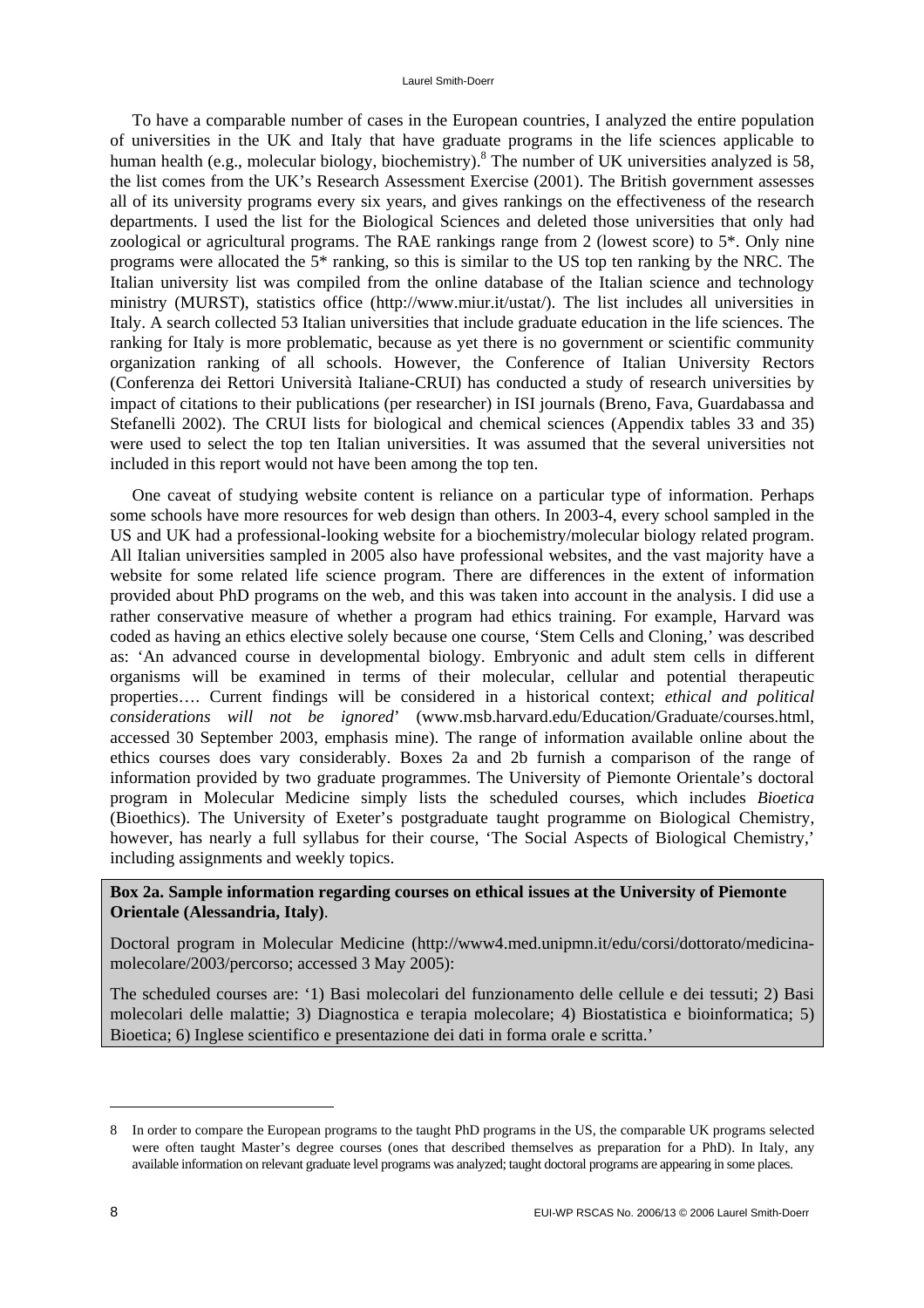To have a comparable number of cases in the European countries, I analyzed the entire population of universities in the UK and Italy that have graduate programs in the life sciences applicable to human health (e.g., molecular biology, biochemistry).[8] The number of UK universities analyzed is 58, the list comes from the UK's Research Assessment Exercise (2001). The British government assesses all of its university programs every six years, and gives rankings on the effectiveness of the research departments. I used the list for the Biological Sciences and deleted those universities that only had zoological or agricultural programs. The RAE rankings range from 2 (lowest score) to 5*. Only nine programs were allocated the 5* ranking, so this is similar to the US top ten ranking by the NRC. The Italian university list was compiled from the online database of the Italian science and technology ministry (MURST), statistics office (http://www.miur.it/ustat/). The list includes all universities in Italy. A search collected 53 Italian universities that include graduate education in the life sciences. The ranking for Italy is more problematic, because as yet there is no government or scientific community organization ranking of all schools. However, the Conference of Italian University Rectors (Conferenza dei Rettori Università Italiane-CRUI) has conducted a study of research universities by impact of citations to their publications (per researcher) in ISI journals (Breno, Fava, Guardabassa and Stefanelli 2002). The CRUI lists for biological and chemical sciences (Appendix tables 33 and 35) were used to select the top ten Italian universities. It was assumed that the several universities not included in this report would not have been among the top ten.

One caveat of studying website content is reliance on a particular type of information. Perhaps some schools have more resources for web design than others. In 2003-4, every school sampled in the US and UK had a professional-looking website for a biochemistry/molecular biology related program. All Italian universities sampled in 2005 also have professional websites, and the vast majority have a website for some related life science program. There are differences in the extent of information provided about PhD programs on the web, and this was taken into account in the analysis. I did use a rather conservative measure of whether a program had ethics training. For example, Harvard was coded as having an ethics elective solely because one course, 'Stem Cells and Cloning,' was described as: 'An advanced course in developmental biology. Embryonic and adult stem cells in different organisms will be examined in terms of their molecular, cellular and potential therapeutic properties…. Current findings will be considered in a historical context; *ethical and political considerations will not be ignored*' (www.msb.harvard.edu/Education/Graduate/courses.html, accessed 30 September 2003, emphasis mine). The range of information available online about the ethics courses does vary considerably. Boxes 2a and 2b furnish a comparison of the range of information provided by two graduate programmes. The University of Piemonte Orientale's doctoral program in Molecular Medicine simply lists the scheduled courses, which includes *Bioetica* (Bioethics). The University of Exeter's postgraduate taught programme on Biological Chemistry, however, has nearly a full syllabus for their course, 'The Social Aspects of Biological Chemistry,' including assignments and weekly topics.

**Box 2a. Sample information regarding courses on ethical issues at the University of Piemonte Orientale (Alessandria, Italy)**.

Doctoral program in Molecular Medicine (http://www4.med.unipmn.it/edu/corsi/dottorato/medicina-molecolare/2003/percorso; accessed 3 May 2005):

The scheduled courses are: '1) Basi molecolari del funzionamento delle cellule e dei tessuti; 2) Basi molecolari delle malattie; 3) Diagnostica e terapia molecolare; 4) Biostatistica e bioinformatica; 5) Bioetica; 6) Inglese scientifico e presentazione dei dati in forma orale e scritta.'

---

8 In order to compare the European programs to the taught PhD programs in the US, the comparable UK programs selected were often taught Master's degree courses (ones that described themselves as preparation for a PhD). In Italy, any available information on relevant graduate level programs was analyzed; taught doctoral programs are appearing in some places.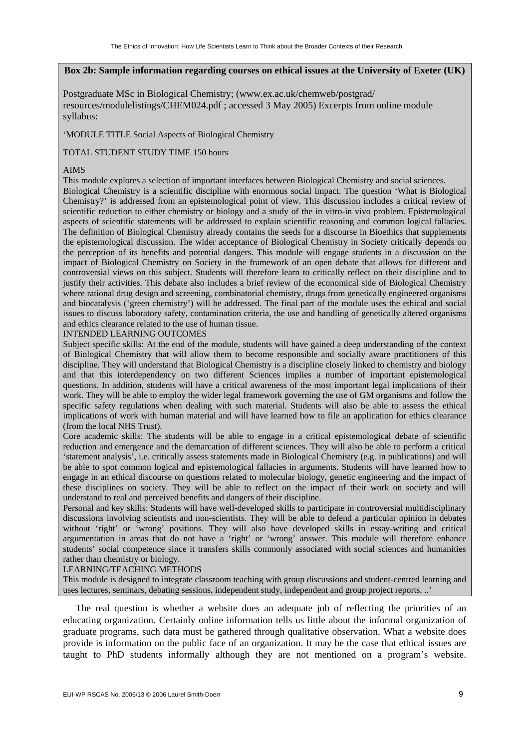**Box 2b: Sample information regarding courses on ethical issues at the University of Exeter (UK)**

Postgraduate MSc in Biological Chemistry; (www.ex.ac.uk/chemweb/postgrad/resources/modulelistings/CHEM024.pdf ; accessed 3 May 2005) Excerpts from online module syllabus:

'MODULE TITLE Social Aspects of Biological Chemistry

TOTAL STUDENT STUDY TIME 150 hours

AIMS

This module explores a selection of important interfaces between Biological Chemistry and social sciences. Biological Chemistry is a scientific discipline with enormous social impact. The question 'What is Biological Chemistry?' is addressed from an epistemological point of view. This discussion includes a critical review of scientific reduction to either chemistry or biology and a study of the in vitro-in vivo problem. Epistemological aspects of scientific statements will be addressed to explain scientific reasoning and common logical fallacies. The definition of Biological Chemistry already contains the seeds for a discourse in Bioethics that supplements the epistemological discussion. The wider acceptance of Biological Chemistry in Society critically depends on the perception of its benefits and potential dangers. This module will engage students in a discussion on the impact of Biological Chemistry on Society in the framework of an open debate that allows for different and controversial views on this subject. Students will therefore learn to critically reflect on their discipline and to justify their activities. This debate also includes a brief review of the economical side of Biological Chemistry where rational drug design and screening, combinatorial chemistry, drugs from genetically engineered organisms and biocatalysis ('green chemistry') will be addressed. The final part of the module uses the ethical and social issues to discuss laboratory safety, contamination criteria, the use and handling of genetically altered organisms and ethics clearance related to the use of human tissue.

INTENDED LEARNING OUTCOMES

Subject specific skills: At the end of the module, students will have gained a deep understanding of the context of Biological Chemistry that will allow them to become responsible and socially aware practitioners of this discipline. They will understand that Biological Chemistry is a discipline closely linked to chemistry and biology and that this interdependency on two different Sciences implies a number of important epistemological questions. In addition, students will have a critical awareness of the most important legal implications of their work. They will be able to employ the wider legal framework governing the use of GM organisms and follow the specific safety regulations when dealing with such material. Students will also be able to assess the ethical implications of work with human material and will have learned how to file an application for ethics clearance (from the local NHS Trust).

Core academic skills: The students will be able to engage in a critical epistemological debate of scientific reduction and emergence and the demarcation of different sciences. They will also be able to perform a critical 'statement analysis', i.e. critically assess statements made in Biological Chemistry (e.g. in publications) and will be able to spot common logical and epistemological fallacies in arguments. Students will have learned how to engage in an ethical discourse on questions related to molecular biology, genetic engineering and the impact of these disciplines on society. They will be able to reflect on the impact of their work on society and will understand to real and perceived benefits and dangers of their discipline.

Personal and key skills: Students will have well-developed skills to participate in controversial multidisciplinary discussions involving scientists and non-scientists. They will be able to defend a particular opinion in debates without 'right' or 'wrong' positions. They will also have developed skills in essay-writing and critical argumentation in areas that do not have a 'right' or 'wrong' answer. This module will therefore enhance students' social competence since it transfers skills commonly associated with social sciences and humanities rather than chemistry or biology.

LEARNING/TEACHING METHODS

This module is designed to integrate classroom teaching with group discussions and student-centred learning and uses lectures, seminars, debating sessions, independent study, independent and group project reports. ..'

The real question is whether a website does an adequate job of reflecting the priorities of an educating organization. Certainly online information tells us little about the informal organization of graduate programs, such data must be gathered through qualitative observation. What a website does provide is information on the public face of an organization. It may be the case that ethical issues are taught to PhD students informally although they are not mentioned on a program's website.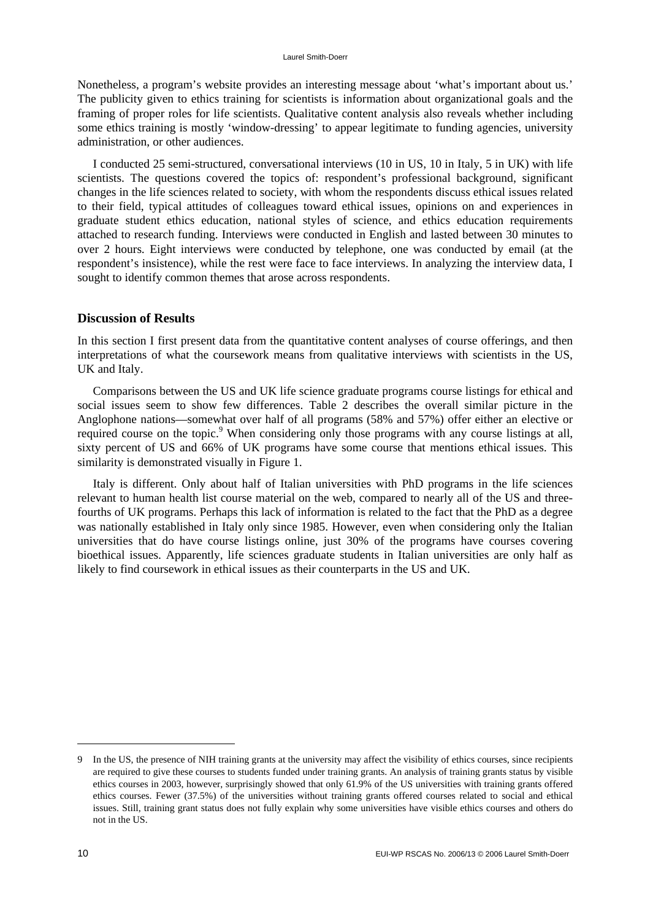Nonetheless, a program's website provides an interesting message about 'what's important about us.' The publicity given to ethics training for scientists is information about organizational goals and the framing of proper roles for life scientists. Qualitative content analysis also reveals whether including some ethics training is mostly 'window-dressing' to appear legitimate to funding agencies, university administration, or other audiences.

I conducted 25 semi-structured, conversational interviews (10 in US, 10 in Italy, 5 in UK) with life scientists. The questions covered the topics of: respondent's professional background, significant changes in the life sciences related to society, with whom the respondents discuss ethical issues related to their field, typical attitudes of colleagues toward ethical issues, opinions on and experiences in graduate student ethics education, national styles of science, and ethics education requirements attached to research funding. Interviews were conducted in English and lasted between 30 minutes to over 2 hours. Eight interviews were conducted by telephone, one was conducted by email (at the respondent's insistence), while the rest were face to face interviews. In analyzing the interview data, I sought to identify common themes that arose across respondents.

## Discussion of Results

In this section I first present data from the quantitative content analyses of course offerings, and then interpretations of what the coursework means from qualitative interviews with scientists in the US, UK and Italy.

Comparisons between the US and UK life science graduate programs course listings for ethical and social issues seem to show few differences. Table 2 describes the overall similar picture in the Anglophone nations—somewhat over half of all programs (58% and 57%) offer either an elective or required course on the topic.[9] When considering only those programs with any course listings at all, sixty percent of US and 66% of UK programs have some course that mentions ethical issues. This similarity is demonstrated visually in Figure 1.

Italy is different. Only about half of Italian universities with PhD programs in the life sciences relevant to human health list course material on the web, compared to nearly all of the US and three-fourths of UK programs. Perhaps this lack of information is related to the fact that the PhD as a degree was nationally established in Italy only since 1985. However, even when considering only the Italian universities that do have course listings online, just 30% of the programs have courses covering bioethical issues. Apparently, life sciences graduate students in Italian universities are only half as likely to find coursework in ethical issues as their counterparts in the US and UK.

---

9 In the US, the presence of NIH training grants at the university may affect the visibility of ethics courses, since recipients are required to give these courses to students funded under training grants. An analysis of training grants status by visible ethics courses in 2003, however, surprisingly showed that only 61.9% of the US universities with training grants offered ethics courses. Fewer (37.5%) of the universities without training grants offered courses related to social and ethical issues. Still, training grant status does not fully explain why some universities have visible ethics courses and others do not in the US.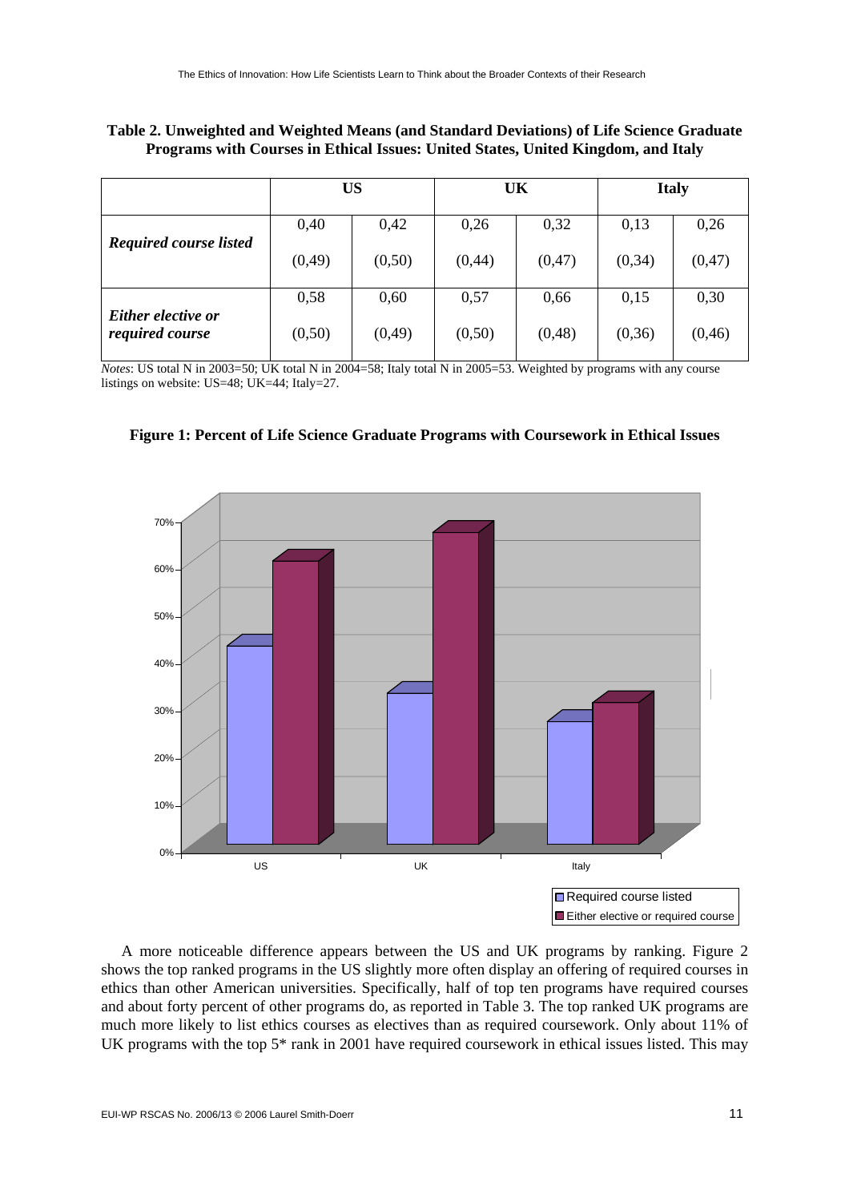**Table 2. Unweighted and Weighted Means (and Standard Deviations) of Life Science Graduate Programs with Courses in Ethical Issues: United States, United Kingdom, and Italy**

| | US | | UK | | Italy | |
|---|---|---|---|---|---|---|
| ***Required course listed*** | 0,40 | 0,42 | 0,26 | 0,32 | 0,13 | 0,26 |
| | (0,49) | (0,50) | (0,44) | (0,47) | (0,34) | (0,47) |
| ***Either elective or required course*** | 0,58 | 0,60 | 0,57 | 0,66 | 0,15 | 0,30 |
| | (0,50) | (0,49) | (0,50) | (0,48) | (0,36) | (0,46) |

*Notes*: US total N in 2003=50; UK total N in 2004=58; Italy total N in 2005=53. Weighted by programs with any course listings on website: US=48; UK=44; Italy=27.

**Figure 1: Percent of Life Science Graduate Programs with Coursework in Ethical Issues**

A more noticeable difference appears between the US and UK programs by ranking. Figure 2 shows the top ranked programs in the US slightly more often display an offering of required courses in ethics than other American universities. Specifically, half of top ten programs have required courses and about forty percent of other programs do, as reported in Table 3. The top ranked UK programs are much more likely to list ethics courses as electives than as required coursework. Only about 11% of UK programs with the top 5* rank in 2001 have required coursework in ethical issues listed. This may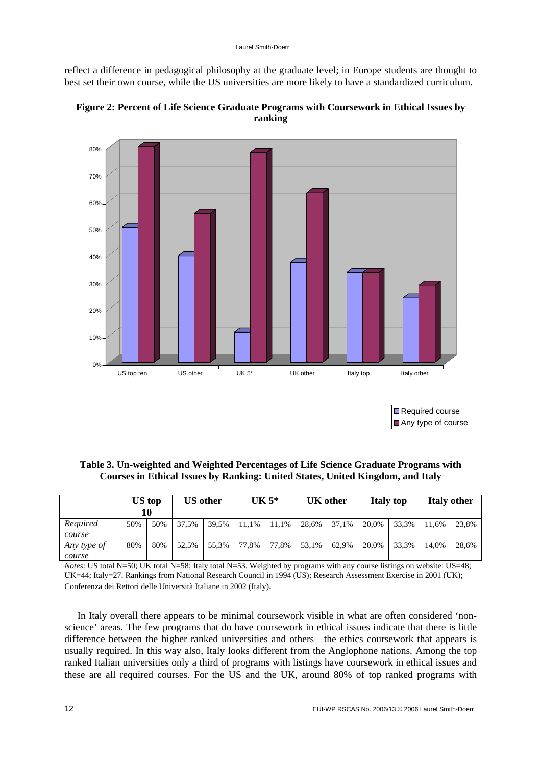reflect a difference in pedagogical philosophy at the graduate level; in Europe students are thought to best set their own course, while the US universities are more likely to have a standardized curriculum.

**Figure 2: Percent of Life Science Graduate Programs with Coursework in Ethical Issues by ranking**

**Table 3. Un-weighted and Weighted Percentages of Life Science Graduate Programs with Courses in Ethical Issues by Ranking: United States, United Kingdom, and Italy**

| | US top 10 | | US other | | UK 5* | | UK other | | Italy top | | Italy other | |
|---|---|---|---|---|---|---|---|---|---|---|---|---|
| *Required course* | 50% | 50% | 37,5% | 39,5% | 11,1% | 11,1% | 28,6% | 37,1% | 20,0% | 33,3% | 11,6% | 23,8% |
| *Any type of course* | 80% | 80% | 52,5% | 55,3% | 77,8% | 77,8% | 53,1% | 62,9% | 20,0% | 33,3% | 14,0% | 28,6% |

*Notes*: US total N=50; UK total N=58; Italy total N=53. Weighted by programs with any course listings on website: US=48; UK=44; Italy=27. Rankings from National Research Council in 1994 (US); Research Assessment Exercise in 2001 (UK); Conferenza dei Rettori delle Università Italiane in 2002 (Italy).

In Italy overall there appears to be minimal coursework visible in what are often considered 'non-science' areas. The few programs that do have coursework in ethical issues indicate that there is little difference between the higher ranked universities and others—the ethics coursework that appears is usually required. In this way also, Italy looks different from the Anglophone nations. Among the top ranked Italian universities only a third of programs with listings have coursework in ethical issues and these are all required courses. For the US and the UK, around 80% of top ranked programs with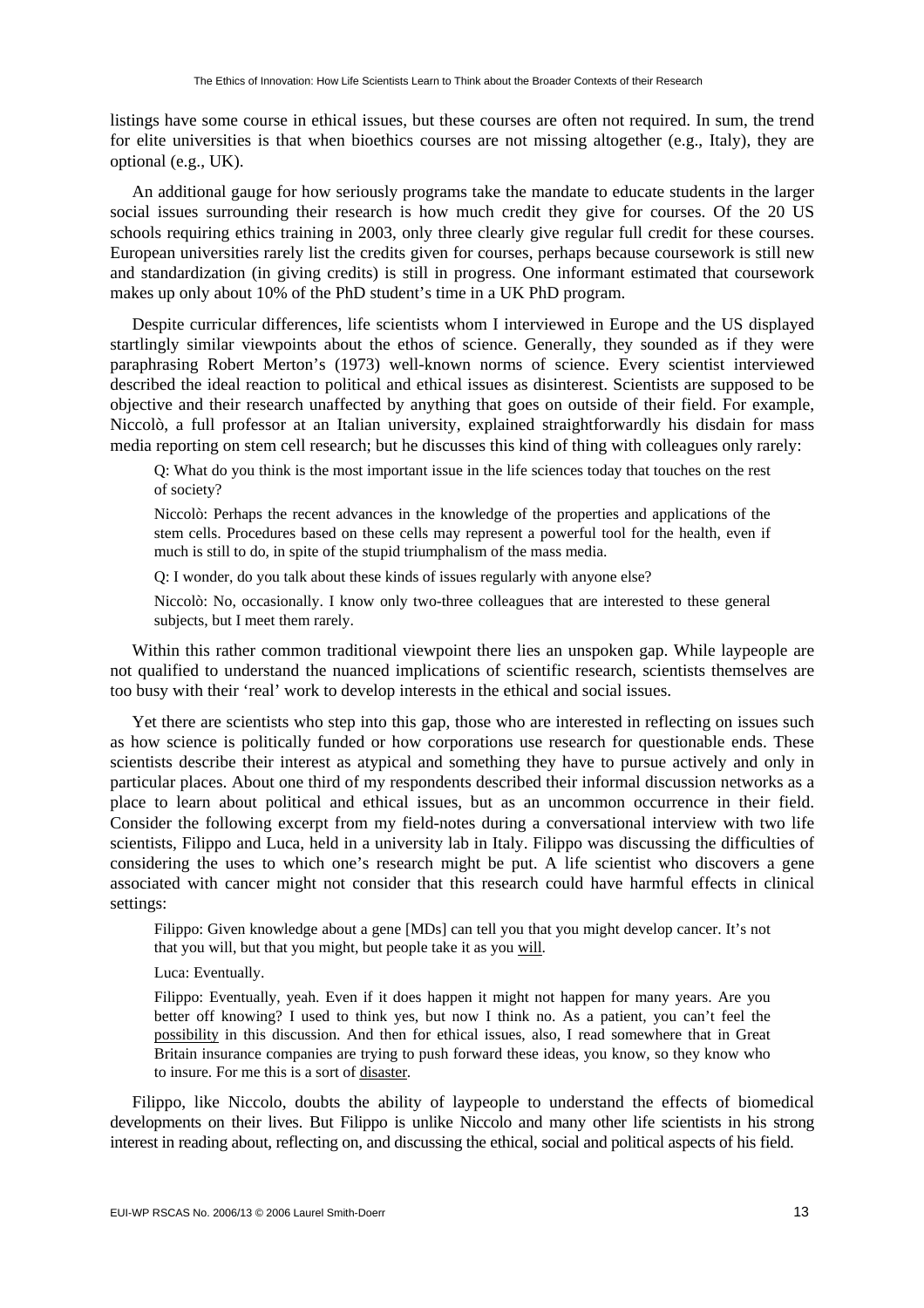listings have some course in ethical issues, but these courses are often not required. In sum, the trend for elite universities is that when bioethics courses are not missing altogether (e.g., Italy), they are optional (e.g., UK).

An additional gauge for how seriously programs take the mandate to educate students in the larger social issues surrounding their research is how much credit they give for courses. Of the 20 US schools requiring ethics training in 2003, only three clearly give regular full credit for these courses. European universities rarely list the credits given for courses, perhaps because coursework is still new and standardization (in giving credits) is still in progress. One informant estimated that coursework makes up only about 10% of the PhD student's time in a UK PhD program.

Despite curricular differences, life scientists whom I interviewed in Europe and the US displayed startlingly similar viewpoints about the ethos of science. Generally, they sounded as if they were paraphrasing Robert Merton's (1973) well-known norms of science. Every scientist interviewed described the ideal reaction to political and ethical issues as disinterest. Scientists are supposed to be objective and their research unaffected by anything that goes on outside of their field. For example, Niccolò, a full professor at an Italian university, explained straightforwardly his disdain for mass media reporting on stem cell research; but he discusses this kind of thing with colleagues only rarely:

> Q: What do you think is the most important issue in the life sciences today that touches on the rest of society?
>
> Niccolò: Perhaps the recent advances in the knowledge of the properties and applications of the stem cells. Procedures based on these cells may represent a powerful tool for the health, even if much is still to do, in spite of the stupid triumphalism of the mass media.
>
> Q: I wonder, do you talk about these kinds of issues regularly with anyone else?
>
> Niccolò: No, occasionally. I know only two-three colleagues that are interested to these general subjects, but I meet them rarely.

Within this rather common traditional viewpoint there lies an unspoken gap. While laypeople are not qualified to understand the nuanced implications of scientific research, scientists themselves are too busy with their 'real' work to develop interests in the ethical and social issues.

Yet there are scientists who step into this gap, those who are interested in reflecting on issues such as how science is politically funded or how corporations use research for questionable ends. These scientists describe their interest as atypical and something they have to pursue actively and only in particular places. About one third of my respondents described their informal discussion networks as a place to learn about political and ethical issues, but as an uncommon occurrence in their field. Consider the following excerpt from my field-notes during a conversational interview with two life scientists, Filippo and Luca, held in a university lab in Italy. Filippo was discussing the difficulties of considering the uses to which one's research might be put. A life scientist who discovers a gene associated with cancer might not consider that this research could have harmful effects in clinical settings:

> Filippo: Given knowledge about a gene [MDs] can tell you that you might develop cancer. It's not that you will, but that you might, but people take it as you <u>will</u>.
>
> Luca: Eventually.
>
> Filippo: Eventually, yeah. Even if it does happen it might not happen for many years. Are you better off knowing? I used to think yes, but now I think no. As a patient, you can't feel the <u>possibility</u> in this discussion. And then for ethical issues, also, I read somewhere that in Great Britain insurance companies are trying to push forward these ideas, you know, so they know who to insure. For me this is a sort of <u>disaster</u>.

Filippo, like Niccolo, doubts the ability of laypeople to understand the effects of biomedical developments on their lives. But Filippo is unlike Niccolo and many other life scientists in his strong interest in reading about, reflecting on, and discussing the ethical, social and political aspects of his field.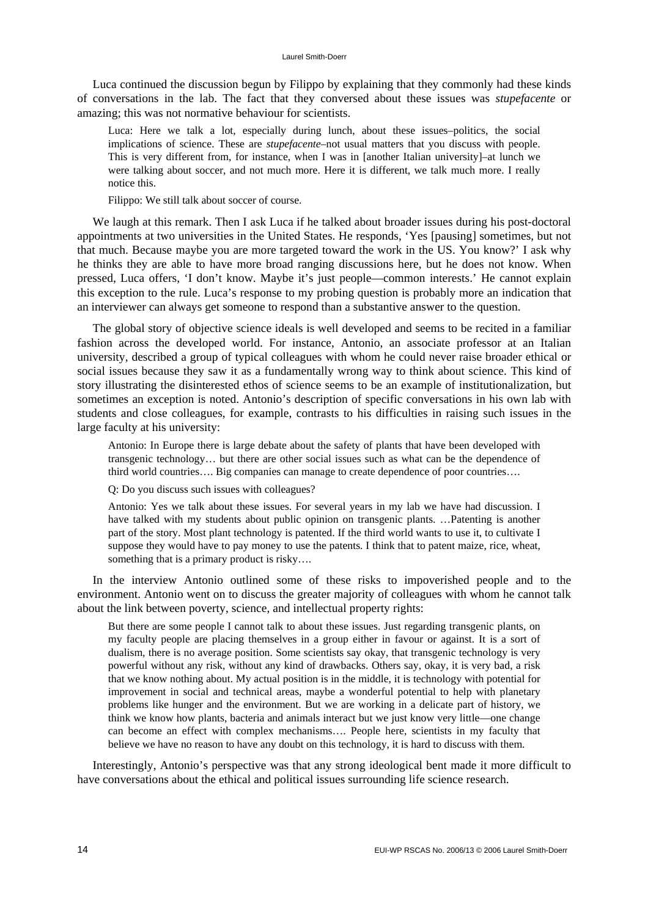Luca continued the discussion begun by Filippo by explaining that they commonly had these kinds of conversations in the lab. The fact that they conversed about these issues was *stupefacente* or amazing; this was not normative behaviour for scientists.

> Luca: Here we talk a lot, especially during lunch, about these issues–politics, the social implications of science. These are *stupefacente*–not usual matters that you discuss with people. This is very different from, for instance, when I was in [another Italian university]–at lunch we were talking about soccer, and not much more. Here it is different, we talk much more. I really notice this.
>
> Filippo: We still talk about soccer of course.

We laugh at this remark. Then I ask Luca if he talked about broader issues during his post-doctoral appointments at two universities in the United States. He responds, 'Yes [pausing] sometimes, but not that much. Because maybe you are more targeted toward the work in the US. You know?' I ask why he thinks they are able to have more broad ranging discussions here, but he does not know. When pressed, Luca offers, 'I don't know. Maybe it's just people—common interests.' He cannot explain this exception to the rule. Luca's response to my probing question is probably more an indication that an interviewer can always get someone to respond than a substantive answer to the question.

The global story of objective science ideals is well developed and seems to be recited in a familiar fashion across the developed world. For instance, Antonio, an associate professor at an Italian university, described a group of typical colleagues with whom he could never raise broader ethical or social issues because they saw it as a fundamentally wrong way to think about science. This kind of story illustrating the disinterested ethos of science seems to be an example of institutionalization, but sometimes an exception is noted. Antonio's description of specific conversations in his own lab with students and close colleagues, for example, contrasts to his difficulties in raising such issues in the large faculty at his university:

> Antonio: In Europe there is large debate about the safety of plants that have been developed with transgenic technology… but there are other social issues such as what can be the dependence of third world countries…. Big companies can manage to create dependence of poor countries….
>
> Q: Do you discuss such issues with colleagues?
>
> Antonio: Yes we talk about these issues. For several years in my lab we have had discussion. I have talked with my students about public opinion on transgenic plants. …Patenting is another part of the story. Most plant technology is patented. If the third world wants to use it, to cultivate I suppose they would have to pay money to use the patents. I think that to patent maize, rice, wheat, something that is a primary product is risky….

In the interview Antonio outlined some of these risks to impoverished people and to the environment. Antonio went on to discuss the greater majority of colleagues with whom he cannot talk about the link between poverty, science, and intellectual property rights:

> But there are some people I cannot talk to about these issues. Just regarding transgenic plants, on my faculty people are placing themselves in a group either in favour or against. It is a sort of dualism, there is no average position. Some scientists say okay, that transgenic technology is very powerful without any risk, without any kind of drawbacks. Others say, okay, it is very bad, a risk that we know nothing about. My actual position is in the middle, it is technology with potential for improvement in social and technical areas, maybe a wonderful potential to help with planetary problems like hunger and the environment. But we are working in a delicate part of history, we think we know how plants, bacteria and animals interact but we just know very little—one change can become an effect with complex mechanisms…. People here, scientists in my faculty that believe we have no reason to have any doubt on this technology, it is hard to discuss with them.

Interestingly, Antonio's perspective was that any strong ideological bent made it more difficult to have conversations about the ethical and political issues surrounding life science research.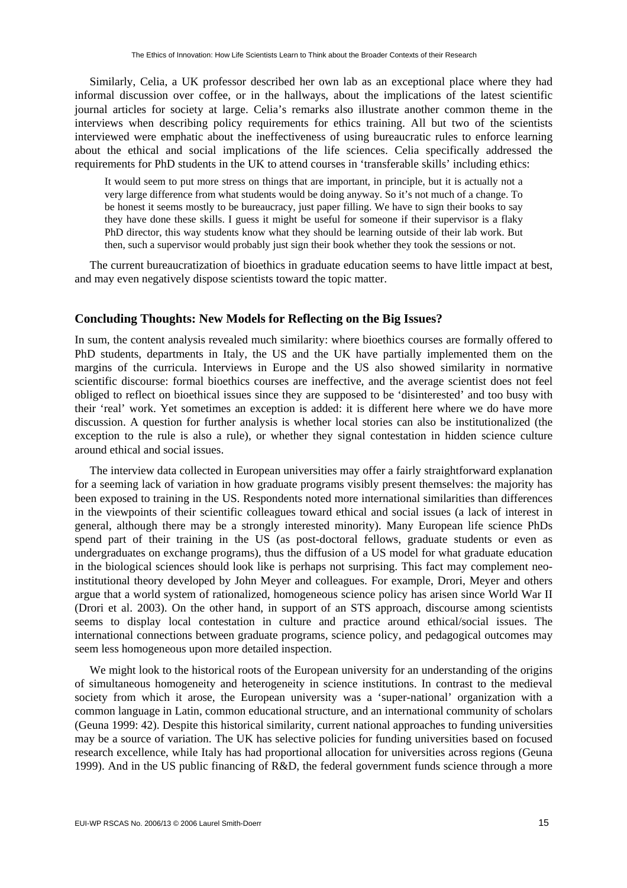Similarly, Celia, a UK professor described her own lab as an exceptional place where they had informal discussion over coffee, or in the hallways, about the implications of the latest scientific journal articles for society at large. Celia's remarks also illustrate another common theme in the interviews when describing policy requirements for ethics training. All but two of the scientists interviewed were emphatic about the ineffectiveness of using bureaucratic rules to enforce learning about the ethical and social implications of the life sciences. Celia specifically addressed the requirements for PhD students in the UK to attend courses in 'transferable skills' including ethics:

> It would seem to put more stress on things that are important, in principle, but it is actually not a very large difference from what students would be doing anyway. So it's not much of a change. To be honest it seems mostly to be bureaucracy, just paper filling. We have to sign their books to say they have done these skills. I guess it might be useful for someone if their supervisor is a flaky PhD director, this way students know what they should be learning outside of their lab work. But then, such a supervisor would probably just sign their book whether they took the sessions or not.

The current bureaucratization of bioethics in graduate education seems to have little impact at best, and may even negatively dispose scientists toward the topic matter.

## Concluding Thoughts: New Models for Reflecting on the Big Issues?

In sum, the content analysis revealed much similarity: where bioethics courses are formally offered to PhD students, departments in Italy, the US and the UK have partially implemented them on the margins of the curricula. Interviews in Europe and the US also showed similarity in normative scientific discourse: formal bioethics courses are ineffective, and the average scientist does not feel obliged to reflect on bioethical issues since they are supposed to be 'disinterested' and too busy with their 'real' work. Yet sometimes an exception is added: it is different here where we do have more discussion. A question for further analysis is whether local stories can also be institutionalized (the exception to the rule is also a rule), or whether they signal contestation in hidden science culture around ethical and social issues.

The interview data collected in European universities may offer a fairly straightforward explanation for a seeming lack of variation in how graduate programs visibly present themselves: the majority has been exposed to training in the US. Respondents noted more international similarities than differences in the viewpoints of their scientific colleagues toward ethical and social issues (a lack of interest in general, although there may be a strongly interested minority). Many European life science PhDs spend part of their training in the US (as post-doctoral fellows, graduate students or even as undergraduates on exchange programs), thus the diffusion of a US model for what graduate education in the biological sciences should look like is perhaps not surprising. This fact may complement neo-institutional theory developed by John Meyer and colleagues. For example, Drori, Meyer and others argue that a world system of rationalized, homogeneous science policy has arisen since World War II (Drori et al. 2003). On the other hand, in support of an STS approach, discourse among scientists seems to display local contestation in culture and practice around ethical/social issues. The international connections between graduate programs, science policy, and pedagogical outcomes may seem less homogeneous upon more detailed inspection.

We might look to the historical roots of the European university for an understanding of the origins of simultaneous homogeneity and heterogeneity in science institutions. In contrast to the medieval society from which it arose, the European university was a 'super-national' organization with a common language in Latin, common educational structure, and an international community of scholars (Geuna 1999: 42). Despite this historical similarity, current national approaches to funding universities may be a source of variation. The UK has selective policies for funding universities based on focused research excellence, while Italy has had proportional allocation for universities across regions (Geuna 1999). And in the US public financing of R&D, the federal government funds science through a more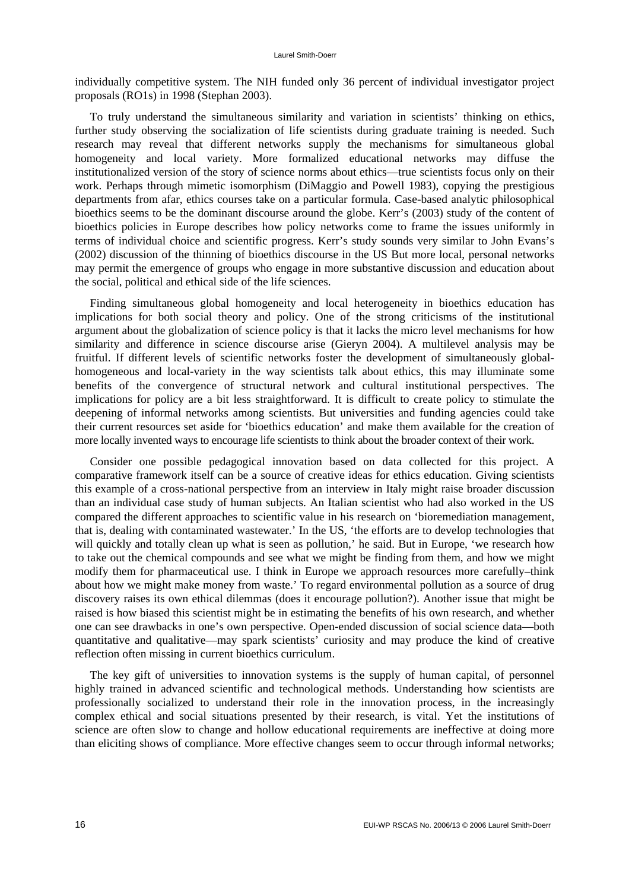individually competitive system. The NIH funded only 36 percent of individual investigator project proposals (RO1s) in 1998 (Stephan 2003).

To truly understand the simultaneous similarity and variation in scientists' thinking on ethics, further study observing the socialization of life scientists during graduate training is needed. Such research may reveal that different networks supply the mechanisms for simultaneous global homogeneity and local variety. More formalized educational networks may diffuse the institutionalized version of the story of science norms about ethics—true scientists focus only on their work. Perhaps through mimetic isomorphism (DiMaggio and Powell 1983), copying the prestigious departments from afar, ethics courses take on a particular formula. Case-based analytic philosophical bioethics seems to be the dominant discourse around the globe. Kerr's (2003) study of the content of bioethics policies in Europe describes how policy networks come to frame the issues uniformly in terms of individual choice and scientific progress. Kerr's study sounds very similar to John Evans's (2002) discussion of the thinning of bioethics discourse in the US But more local, personal networks may permit the emergence of groups who engage in more substantive discussion and education about the social, political and ethical side of the life sciences.

Finding simultaneous global homogeneity and local heterogeneity in bioethics education has implications for both social theory and policy. One of the strong criticisms of the institutional argument about the globalization of science policy is that it lacks the micro level mechanisms for how similarity and difference in science discourse arise (Gieryn 2004). A multilevel analysis may be fruitful. If different levels of scientific networks foster the development of simultaneously global-homogeneous and local-variety in the way scientists talk about ethics, this may illuminate some benefits of the convergence of structural network and cultural institutional perspectives. The implications for policy are a bit less straightforward. It is difficult to create policy to stimulate the deepening of informal networks among scientists. But universities and funding agencies could take their current resources set aside for 'bioethics education' and make them available for the creation of more locally invented ways to encourage life scientists to think about the broader context of their work.

Consider one possible pedagogical innovation based on data collected for this project. A comparative framework itself can be a source of creative ideas for ethics education. Giving scientists this example of a cross-national perspective from an interview in Italy might raise broader discussion than an individual case study of human subjects. An Italian scientist who had also worked in the US compared the different approaches to scientific value in his research on 'bioremediation management, that is, dealing with contaminated wastewater.' In the US, 'the efforts are to develop technologies that will quickly and totally clean up what is seen as pollution,' he said. But in Europe, 'we research how to take out the chemical compounds and see what we might be finding from them, and how we might modify them for pharmaceutical use. I think in Europe we approach resources more carefully–think about how we might make money from waste.' To regard environmental pollution as a source of drug discovery raises its own ethical dilemmas (does it encourage pollution?). Another issue that might be raised is how biased this scientist might be in estimating the benefits of his own research, and whether one can see drawbacks in one's own perspective. Open-ended discussion of social science data—both quantitative and qualitative—may spark scientists' curiosity and may produce the kind of creative reflection often missing in current bioethics curriculum.

The key gift of universities to innovation systems is the supply of human capital, of personnel highly trained in advanced scientific and technological methods. Understanding how scientists are professionally socialized to understand their role in the innovation process, in the increasingly complex ethical and social situations presented by their research, is vital. Yet the institutions of science are often slow to change and hollow educational requirements are ineffective at doing more than eliciting shows of compliance. More effective changes seem to occur through informal networks;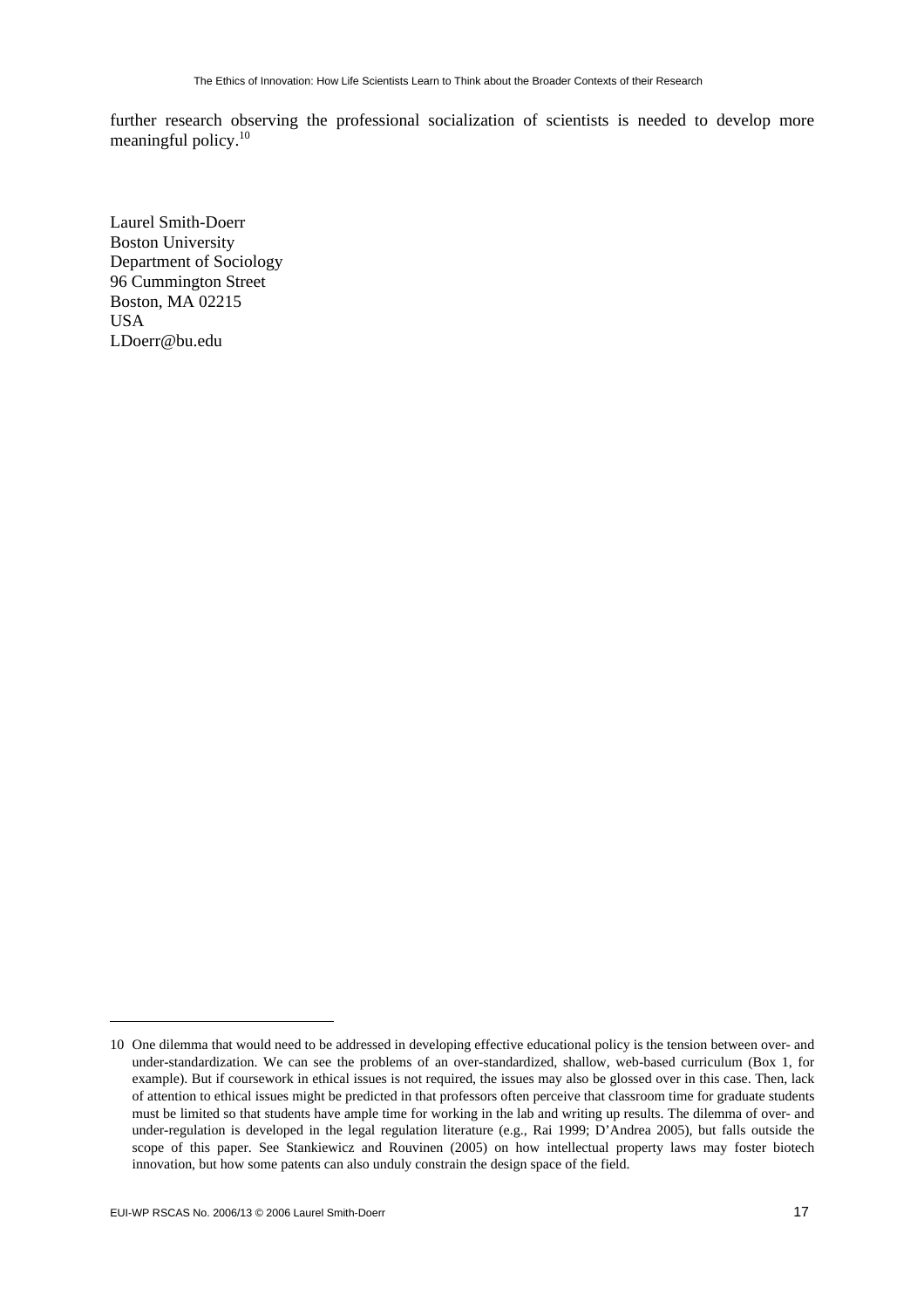further research observing the professional socialization of scientists is needed to develop more meaningful policy.[10]

Laurel Smith-Doerr
Boston University
Department of Sociology
96 Cummington Street
Boston, MA 02215
USA
LDoerr@bu.edu

---

10 One dilemma that would need to be addressed in developing effective educational policy is the tension between over- and under-standardization. We can see the problems of an over-standardized, shallow, web-based curriculum (Box 1, for example). But if coursework in ethical issues is not required, the issues may also be glossed over in this case. Then, lack of attention to ethical issues might be predicted in that professors often perceive that classroom time for graduate students must be limited so that students have ample time for working in the lab and writing up results. The dilemma of over- and under-regulation is developed in the legal regulation literature (e.g., Rai 1999; D'Andrea 2005), but falls outside the scope of this paper. See Stankiewicz and Rouvinen (2005) on how intellectual property laws may foster biotech innovation, but how some patents can also unduly constrain the design space of the field.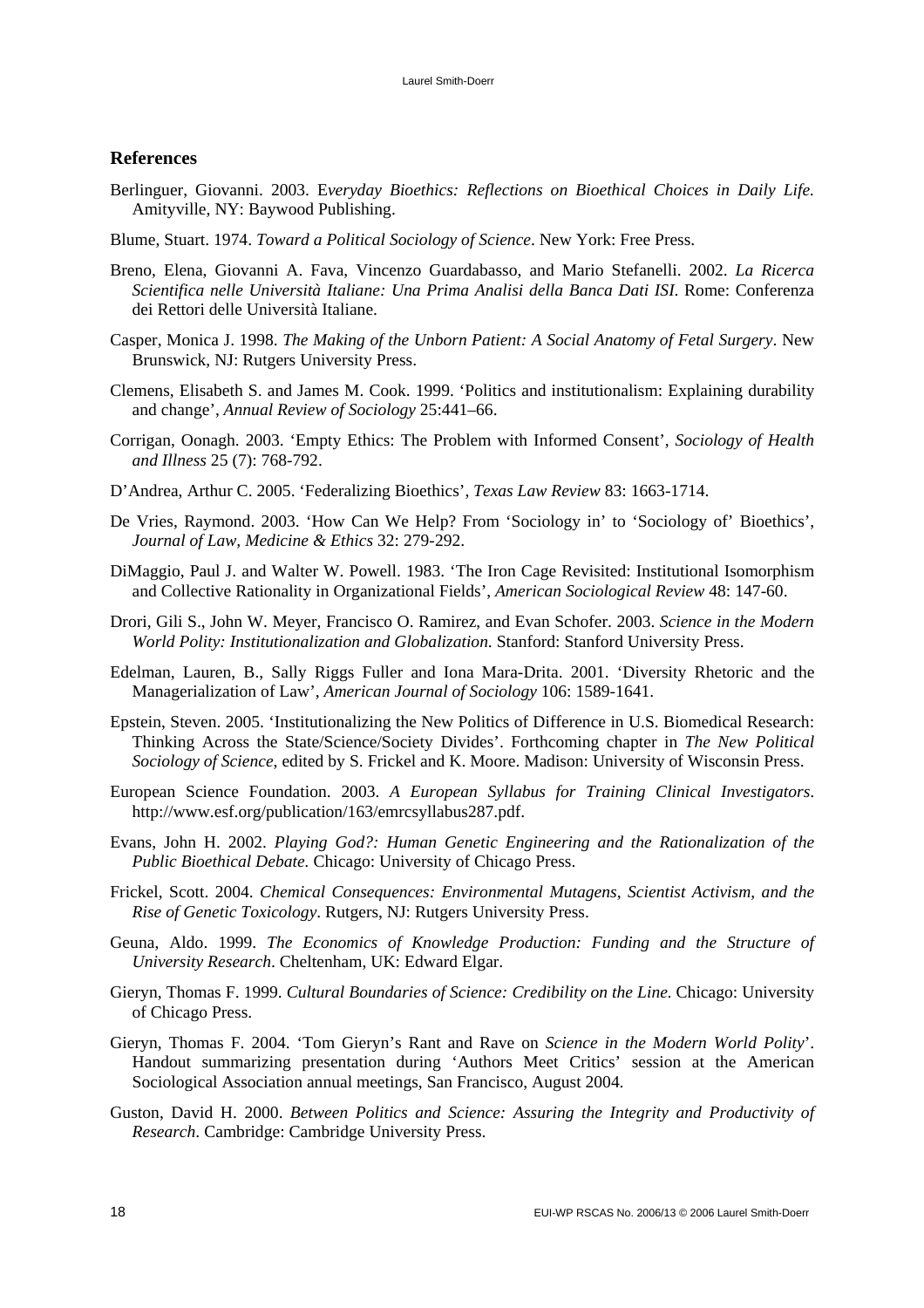## References

Berlinguer, Giovanni. 2003. E*veryday Bioethics: Reflections on Bioethical Choices in Daily Life.* Amityville, NY: Baywood Publishing.

Blume, Stuart. 1974. *Toward a Political Sociology of Science*. New York: Free Press.

Breno, Elena, Giovanni A. Fava, Vincenzo Guardabasso, and Mario Stefanelli. 2002. *La Ricerca Scientifica nelle Università Italiane: Una Prima Analisi della Banca Dati ISI*. Rome: Conferenza dei Rettori delle Università Italiane.

Casper, Monica J. 1998. *The Making of the Unborn Patient: A Social Anatomy of Fetal Surgery*. New Brunswick, NJ: Rutgers University Press.

Clemens, Elisabeth S. and James M. Cook. 1999. 'Politics and institutionalism: Explaining durability and change', *Annual Review of Sociology* 25:441–66.

Corrigan, Oonagh. 2003. 'Empty Ethics: The Problem with Informed Consent', *Sociology of Health and Illness* 25 (7): 768-792.

D'Andrea, Arthur C. 2005. 'Federalizing Bioethics', *Texas Law Review* 83: 1663-1714.

De Vries, Raymond. 2003. 'How Can We Help? From 'Sociology in' to 'Sociology of' Bioethics', *Journal of Law, Medicine & Ethics* 32: 279-292.

DiMaggio, Paul J. and Walter W. Powell. 1983. 'The Iron Cage Revisited: Institutional Isomorphism and Collective Rationality in Organizational Fields', *American Sociological Review* 48: 147-60.

Drori, Gili S., John W. Meyer, Francisco O. Ramirez, and Evan Schofer. 2003. *Science in the Modern World Polity: Institutionalization and Globalization.* Stanford: Stanford University Press.

Edelman, Lauren, B., Sally Riggs Fuller and Iona Mara-Drita. 2001. 'Diversity Rhetoric and the Managerialization of Law', *American Journal of Sociology* 106: 1589-1641.

Epstein, Steven. 2005. 'Institutionalizing the New Politics of Difference in U.S. Biomedical Research: Thinking Across the State/Science/Society Divides'. Forthcoming chapter in *The New Political Sociology of Science,* edited by S. Frickel and K. Moore. Madison: University of Wisconsin Press.

European Science Foundation. 2003. *A European Syllabus for Training Clinical Investigators*. http://www.esf.org/publication/163/emrcsyllabus287.pdf.

Evans, John H. 2002. *Playing God?: Human Genetic Engineering and the Rationalization of the Public Bioethical Debate.* Chicago: University of Chicago Press.

Frickel, Scott. 2004. *Chemical Consequences: Environmental Mutagens, Scientist Activism, and the Rise of Genetic Toxicology*. Rutgers, NJ: Rutgers University Press.

Geuna, Aldo. 1999. *The Economics of Knowledge Production: Funding and the Structure of University Research*. Cheltenham, UK: Edward Elgar.

Gieryn, Thomas F. 1999. *Cultural Boundaries of Science: Credibility on the Line.* Chicago: University of Chicago Press.

Gieryn, Thomas F. 2004. 'Tom Gieryn's Rant and Rave on *Science in the Modern World Polity*'. Handout summarizing presentation during 'Authors Meet Critics' session at the American Sociological Association annual meetings, San Francisco, August 2004.

Guston, David H. 2000. *Between Politics and Science: Assuring the Integrity and Productivity of Research*. Cambridge: Cambridge University Press.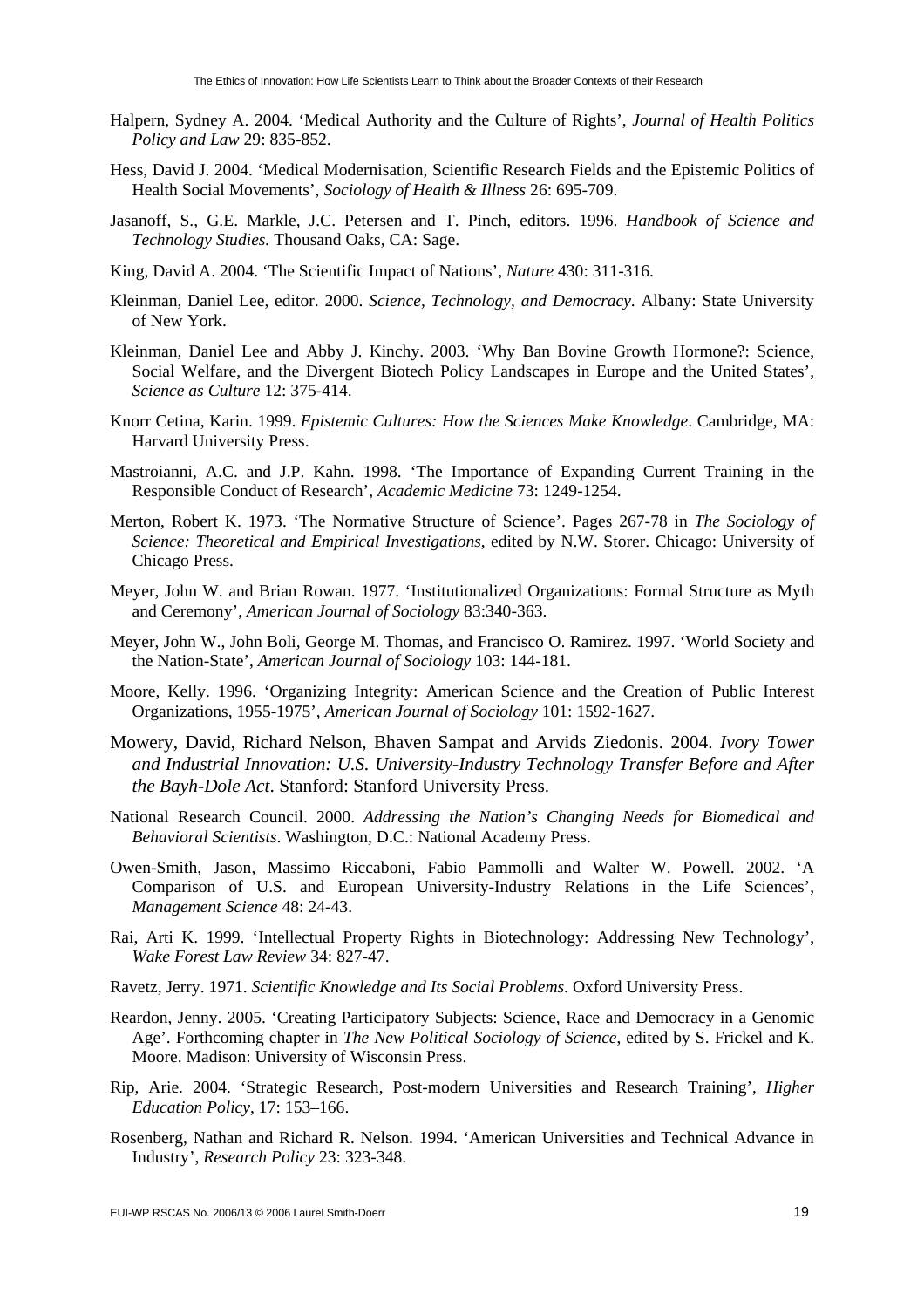Halpern, Sydney A. 2004. 'Medical Authority and the Culture of Rights', *Journal of Health Politics Policy and Law* 29: 835-852.

Hess, David J. 2004. 'Medical Modernisation, Scientific Research Fields and the Epistemic Politics of Health Social Movements', *Sociology of Health & Illness* 26: 695-709.

Jasanoff, S., G.E. Markle, J.C. Petersen and T. Pinch, editors. 1996. *Handbook of Science and Technology Studies.* Thousand Oaks, CA: Sage.

King, David A. 2004. 'The Scientific Impact of Nations', *Nature* 430: 311-316.

Kleinman, Daniel Lee, editor. 2000. *Science, Technology, and Democracy*. Albany: State University of New York.

Kleinman, Daniel Lee and Abby J. Kinchy. 2003. 'Why Ban Bovine Growth Hormone?: Science, Social Welfare, and the Divergent Biotech Policy Landscapes in Europe and the United States', *Science as Culture* 12: 375-414.

Knorr Cetina, Karin. 1999. *Epistemic Cultures: How the Sciences Make Knowledge*. Cambridge, MA: Harvard University Press.

Mastroianni, A.C. and J.P. Kahn. 1998. 'The Importance of Expanding Current Training in the Responsible Conduct of Research', *Academic Medicine* 73: 1249-1254.

Merton, Robert K. 1973. 'The Normative Structure of Science'. Pages 267-78 in *The Sociology of Science: Theoretical and Empirical Investigations*, edited by N.W. Storer. Chicago: University of Chicago Press.

Meyer, John W. and Brian Rowan. 1977. 'Institutionalized Organizations: Formal Structure as Myth and Ceremony', *American Journal of Sociology* 83:340-363.

Meyer, John W., John Boli, George M. Thomas, and Francisco O. Ramirez. 1997. 'World Society and the Nation-State', *American Journal of Sociology* 103: 144-181.

Moore, Kelly. 1996. 'Organizing Integrity: American Science and the Creation of Public Interest Organizations, 1955-1975', *American Journal of Sociology* 101: 1592-1627.

Mowery, David, Richard Nelson, Bhaven Sampat and Arvids Ziedonis. 2004. *Ivory Tower and Industrial Innovation: U.S. University-Industry Technology Transfer Before and After the Bayh-Dole Act*. Stanford: Stanford University Press.

National Research Council. 2000. *Addressing the Nation's Changing Needs for Biomedical and Behavioral Scientists*. Washington, D.C.: National Academy Press.

Owen-Smith, Jason, Massimo Riccaboni, Fabio Pammolli and Walter W. Powell. 2002. 'A Comparison of U.S. and European University-Industry Relations in the Life Sciences', *Management Science* 48: 24-43.

Rai, Arti K. 1999. 'Intellectual Property Rights in Biotechnology: Addressing New Technology', *Wake Forest Law Review* 34: 827-47.

Ravetz, Jerry. 1971. *Scientific Knowledge and Its Social Problems*. Oxford University Press.

Reardon, Jenny. 2005. 'Creating Participatory Subjects: Science, Race and Democracy in a Genomic Age'. Forthcoming chapter in *The New Political Sociology of Science*, edited by S. Frickel and K. Moore. Madison: University of Wisconsin Press.

Rip, Arie. 2004. 'Strategic Research, Post-modern Universities and Research Training', *Higher Education Policy*, 17: 153–166.

Rosenberg, Nathan and Richard R. Nelson. 1994. 'American Universities and Technical Advance in Industry', *Research Policy* 23: 323-348.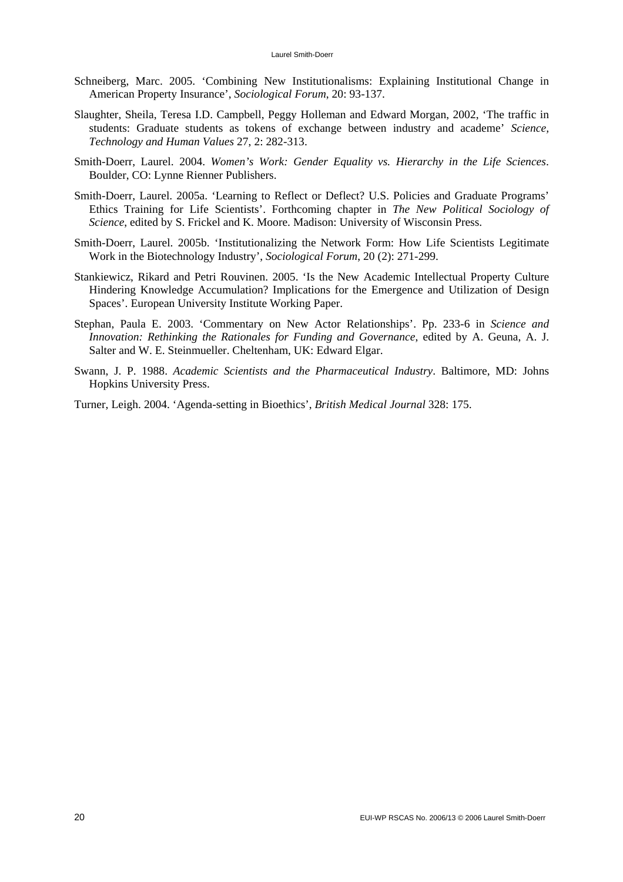Schneiberg, Marc. 2005. 'Combining New Institutionalisms: Explaining Institutional Change in American Property Insurance', *Sociological Forum*, 20: 93-137.

Slaughter, Sheila, Teresa I.D. Campbell, Peggy Holleman and Edward Morgan, 2002, 'The traffic in students: Graduate students as tokens of exchange between industry and academe' *Science, Technology and Human Values* 27, 2: 282-313.

Smith-Doerr, Laurel. 2004. *Women's Work: Gender Equality vs. Hierarchy in the Life Sciences*. Boulder, CO: Lynne Rienner Publishers.

Smith-Doerr, Laurel. 2005a. 'Learning to Reflect or Deflect? U.S. Policies and Graduate Programs' Ethics Training for Life Scientists'. Forthcoming chapter in *The New Political Sociology of Science*, edited by S. Frickel and K. Moore. Madison: University of Wisconsin Press.

Smith-Doerr, Laurel. 2005b. 'Institutionalizing the Network Form: How Life Scientists Legitimate Work in the Biotechnology Industry', *Sociological Forum*, 20 (2): 271-299.

Stankiewicz, Rikard and Petri Rouvinen. 2005. 'Is the New Academic Intellectual Property Culture Hindering Knowledge Accumulation? Implications for the Emergence and Utilization of Design Spaces'. European University Institute Working Paper.

Stephan, Paula E. 2003. 'Commentary on New Actor Relationships'. Pp. 233-6 in *Science and Innovation: Rethinking the Rationales for Funding and Governance*, edited by A. Geuna, A. J. Salter and W. E. Steinmueller. Cheltenham, UK: Edward Elgar.

Swann, J. P. 1988. *Academic Scientists and the Pharmaceutical Industry*. Baltimore, MD: Johns Hopkins University Press.

Turner, Leigh. 2004. 'Agenda-setting in Bioethics', *British Medical Journal* 328: 175.